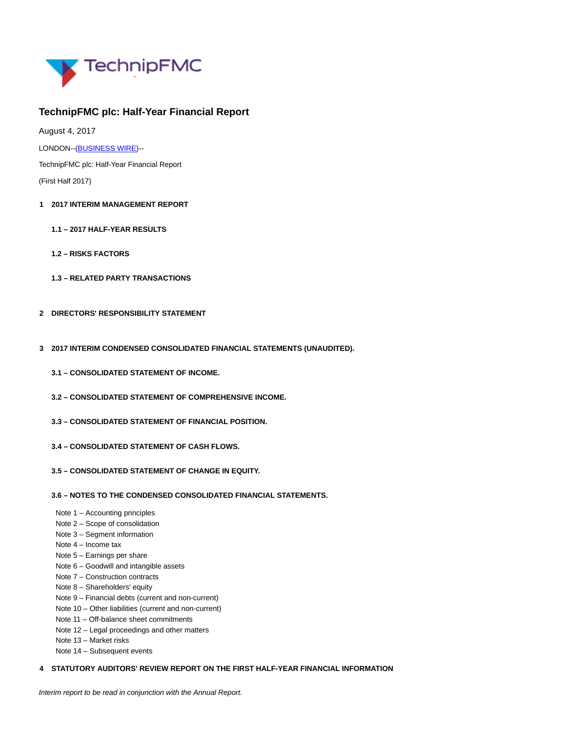# TechnipFMC plc: Half-Year Financial Report

August 4, 2017

LONDON--(BUSINESS WIRE)--

TechnipFMC plc: Half-Year Financial Report

(First Half 2017)

**1 2017 INTERIM MANAGEMENT REPORT**

**1.1 – 2017 HALF-YEAR RESULTS**

**1.2 – RISKS FACTORS**

**1.3 – RELATED PARTY TRANSACTIONS**

**2 DIRECTORS' RESPONSIBILITY STATEMENT**

**3 2017 INTERIM CONDENSED CONSOLIDATED FINANCIAL STATEMENTS (UNAUDITED).**

**3.1 – CONSOLIDATED STATEMENT OF INCOME.**

**3.2 – CONSOLIDATED STATEMENT OF COMPREHENSIVE INCOME.**

**3.3 – CONSOLIDATED STATEMENT OF FINANCIAL POSITION.**

**3.4 – CONSOLIDATED STATEMENT OF CASH FLOWS.**

**3.5 – CONSOLIDATED STATEMENT OF CHANGE IN EQUITY.**

**3.6 – NOTES TO THE CONDENSED CONSOLIDATED FINANCIAL STATEMENTS.**

- Note 1 – Accounting principles
- Note 2 – Scope of consolidation
- Note 3 – Segment information
- Note 4 – Income tax
- Note 5 – Earnings per share
- Note 6 – Goodwill and intangible assets
- Note 7 – Construction contracts
- Note 8 – Shareholders' equity
- Note 9 – Financial debts (current and non-current)
- Note 10 – Other liabilities (current and non-current)
- Note 11 – Off-balance sheet commitments
- Note 12 – Legal proceedings and other matters
- Note 13 – Market risks
- Note 14 – Subsequent events

**4 STATUTORY AUDITORS' REVIEW REPORT ON THE FIRST HALF-YEAR FINANCIAL INFORMATION**

*Interim report to be read in conjunction with the Annual Report.*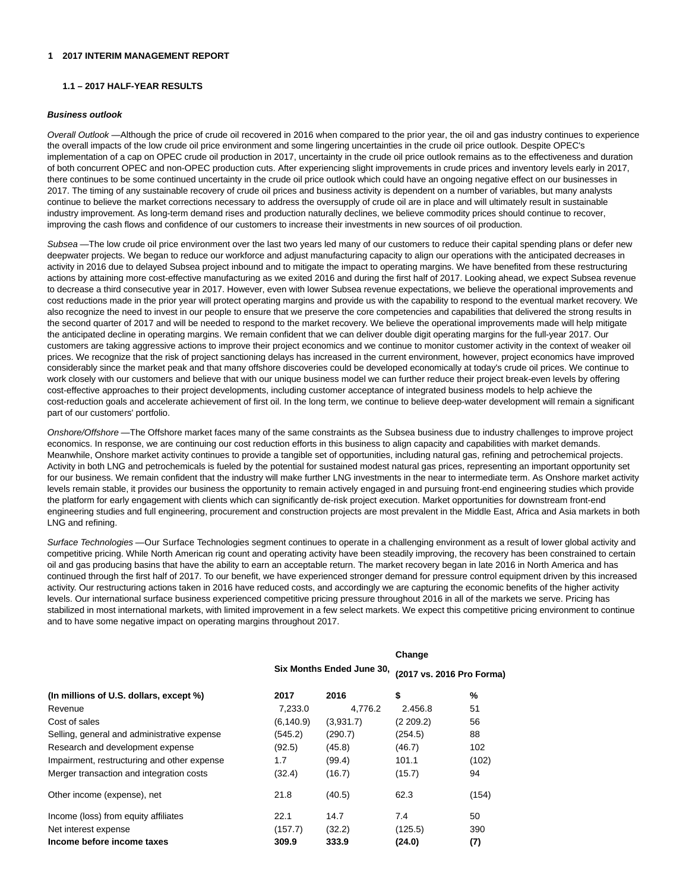# 1 2017 INTERIM MANAGEMENT REPORT

## 1.1 – 2017 HALF-YEAR RESULTS

***Business outlook***

*Overall Outlook* —Although the price of crude oil recovered in 2016 when compared to the prior year, the oil and gas industry continues to experience the overall impacts of the low crude oil price environment and some lingering uncertainties in the crude oil price outlook. Despite OPEC's implementation of a cap on OPEC crude oil production in 2017, uncertainty in the crude oil price outlook remains as to the effectiveness and duration of both concurrent OPEC and non-OPEC production cuts. After experiencing slight improvements in crude prices and inventory levels early in 2017, there continues to be some continued uncertainty in the crude oil price outlook which could have an ongoing negative effect on our businesses in 2017. The timing of any sustainable recovery of crude oil prices and business activity is dependent on a number of variables, but many analysts continue to believe the market corrections necessary to address the oversupply of crude oil are in place and will ultimately result in sustainable industry improvement. As long-term demand rises and production naturally declines, we believe commodity prices should continue to recover, improving the cash flows and confidence of our customers to increase their investments in new sources of oil production.

*Subsea* —The low crude oil price environment over the last two years led many of our customers to reduce their capital spending plans or defer new deepwater projects. We began to reduce our workforce and adjust manufacturing capacity to align our operations with the anticipated decreases in activity in 2016 due to delayed Subsea project inbound and to mitigate the impact to operating margins. We have benefited from these restructuring actions by attaining more cost-effective manufacturing as we exited 2016 and during the first half of 2017. Looking ahead, we expect Subsea revenue to decrease a third consecutive year in 2017. However, even with lower Subsea revenue expectations, we believe the operational improvements and cost reductions made in the prior year will protect operating margins and provide us with the capability to respond to the eventual market recovery. We also recognize the need to invest in our people to ensure that we preserve the core competencies and capabilities that delivered the strong results in the second quarter of 2017 and will be needed to respond to the market recovery. We believe the operational improvements made will help mitigate the anticipated decline in operating margins. We remain confident that we can deliver double digit operating margins for the full-year 2017. Our customers are taking aggressive actions to improve their project economics and we continue to monitor customer activity in the context of weaker oil prices. We recognize that the risk of project sanctioning delays has increased in the current environment, however, project economics have improved considerably since the market peak and that many offshore discoveries could be developed economically at today's crude oil prices. We continue to work closely with our customers and believe that with our unique business model we can further reduce their project break-even levels by offering cost-effective approaches to their project developments, including customer acceptance of integrated business models to help achieve the cost-reduction goals and accelerate achievement of first oil. In the long term, we continue to believe deep-water development will remain a significant part of our customers' portfolio.

*Onshore/Offshore* —The Offshore market faces many of the same constraints as the Subsea business due to industry challenges to improve project economics. In response, we are continuing our cost reduction efforts in this business to align capacity and capabilities with market demands. Meanwhile, Onshore market activity continues to provide a tangible set of opportunities, including natural gas, refining and petrochemical projects. Activity in both LNG and petrochemicals is fueled by the potential for sustained modest natural gas prices, representing an important opportunity set for our business. We remain confident that the industry will make further LNG investments in the near to intermediate term. As Onshore market activity levels remain stable, it provides our business the opportunity to remain actively engaged in and pursuing front-end engineering studies which provide the platform for early engagement with clients which can significantly de-risk project execution. Market opportunities for downstream front-end engineering studies and full engineering, procurement and construction projects are most prevalent in the Middle East, Africa and Asia markets in both LNG and refining.

*Surface Technologies* —Our Surface Technologies segment continues to operate in a challenging environment as a result of lower global activity and competitive pricing. While North American rig count and operating activity have been steadily improving, the recovery has been constrained to certain oil and gas producing basins that have the ability to earn an acceptable return. The market recovery began in late 2016 in North America and has continued through the first half of 2017. To our benefit, we have experienced stronger demand for pressure control equipment driven by this increased activity. Our restructuring actions taken in 2016 have reduced costs, and accordingly we are capturing the economic benefits of the higher activity levels. Our international surface business experienced competitive pricing pressure throughout 2016 in all of the markets we serve. Pricing has stabilized in most international markets, with limited improvement in a few select markets. We expect this competitive pricing environment to continue and to have some negative impact on operating margins throughout 2017.

| | Six Months Ended June 30, | | Change (2017 vs. 2016 Pro Forma) | |
|---|---|---|---|---|
| **(In millions of U.S. dollars, except %)** | **2017** | **2016** | **$** | **%** |
| Revenue | 7,233.0 | 4,776.2 | 2.456.8 | 51 |
| Cost of sales | (6,140.9) | (3,931.7) | (2 209.2) | 56 |
| Selling, general and administrative expense | (545.2) | (290.7) | (254.5) | 88 |
| Research and development expense | (92.5) | (45.8) | (46.7) | 102 |
| Impairment, restructuring and other expense | 1.7 | (99.4) | 101.1 | (102) |
| Merger transaction and integration costs | (32.4) | (16.7) | (15.7) | 94 |
| Other income (expense), net | 21.8 | (40.5) | 62.3 | (154) |
| Income (loss) from equity affiliates | 22.1 | 14.7 | 7.4 | 50 |
| Net interest expense | (157.7) | (32.2) | (125.5) | 390 |
| **Income before income taxes** | **309.9** | **333.9** | **(24.0)** | **(7)** |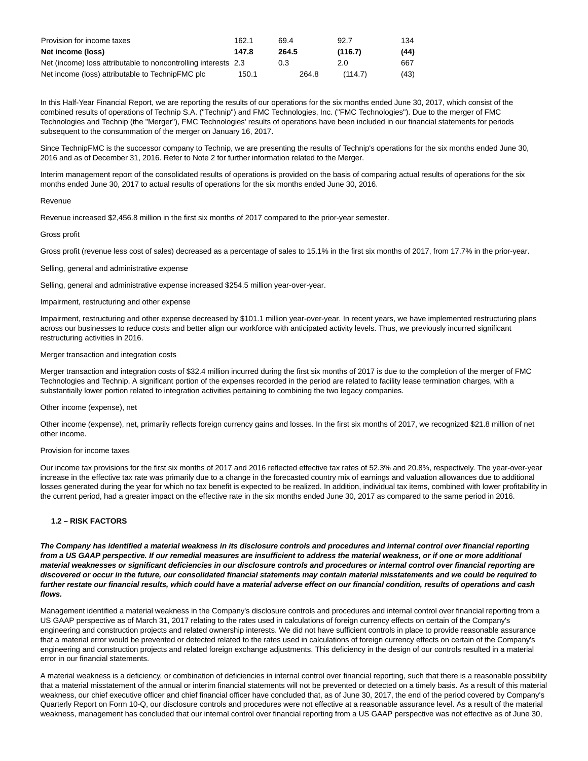| | | | | |
|---|---|---|---|---|
| Provision for income taxes | 162.1 | 69.4 | 92.7 | 134 |
| **Net income (loss)** | **147.8** | **264.5** | **(116.7)** | **(44)** |
| Net (income) loss attributable to noncontrolling interests | 2.3 | 0.3 | 2.0 | 667 |
| Net income (loss) attributable to TechnipFMC plc | 150.1 | 264.8 | (114.7) | (43) |

In this Half-Year Financial Report, we are reporting the results of our operations for the six months ended June 30, 2017, which consist of the combined results of operations of Technip S.A. ("Technip") and FMC Technologies, Inc. ("FMC Technologies"). Due to the merger of FMC Technologies and Technip (the "Merger"), FMC Technologies' results of operations have been included in our financial statements for periods subsequent to the consummation of the merger on January 16, 2017.

Since TechnipFMC is the successor company to Technip, we are presenting the results of Technip's operations for the six months ended June 30, 2016 and as of December 31, 2016. Refer to Note 2 for further information related to the Merger.

Interim management report of the consolidated results of operations is provided on the basis of comparing actual results of operations for the six months ended June 30, 2017 to actual results of operations for the six months ended June 30, 2016.

Revenue

Revenue increased $2,456.8 million in the first six months of 2017 compared to the prior-year semester.

Gross profit

Gross profit (revenue less cost of sales) decreased as a percentage of sales to 15.1% in the first six months of 2017, from 17.7% in the prior-year.

Selling, general and administrative expense

Selling, general and administrative expense increased $254.5 million year-over-year.

Impairment, restructuring and other expense

Impairment, restructuring and other expense decreased by $101.1 million year-over-year. In recent years, we have implemented restructuring plans across our businesses to reduce costs and better align our workforce with anticipated activity levels. Thus, we previously incurred significant restructuring activities in 2016.

Merger transaction and integration costs

Merger transaction and integration costs of $32.4 million incurred during the first six months of 2017 is due to the completion of the merger of FMC Technologies and Technip. A significant portion of the expenses recorded in the period are related to facility lease termination charges, with a substantially lower portion related to integration activities pertaining to combining the two legacy companies.

Other income (expense), net

Other income (expense), net, primarily reflects foreign currency gains and losses. In the first six months of 2017, we recognized $21.8 million of net other income.

Provision for income taxes

Our income tax provisions for the first six months of 2017 and 2016 reflected effective tax rates of 52.3% and 20.8%, respectively. The year-over-year increase in the effective tax rate was primarily due to a change in the forecasted country mix of earnings and valuation allowances due to additional losses generated during the year for which no tax benefit is expected to be realized. In addition, individual tax items, combined with lower profitability in the current period, had a greater impact on the effective rate in the six months ended June 30, 2017 as compared to the same period in 2016.

## 1.2 – RISK FACTORS

***The Company has identified a material weakness in its disclosure controls and procedures and internal control over financial reporting from a US GAAP perspective. If our remedial measures are insufficient to address the material weakness, or if one or more additional material weaknesses or significant deficiencies in our disclosure controls and procedures or internal control over financial reporting are discovered or occur in the future, our consolidated financial statements may contain material misstatements and we could be required to further restate our financial results, which could have a material adverse effect on our financial condition, results of operations and cash flows.***

Management identified a material weakness in the Company's disclosure controls and procedures and internal control over financial reporting from a US GAAP perspective as of March 31, 2017 relating to the rates used in calculations of foreign currency effects on certain of the Company's engineering and construction projects and related ownership interests. We did not have sufficient controls in place to provide reasonable assurance that a material error would be prevented or detected related to the rates used in calculations of foreign currency effects on certain of the Company's engineering and construction projects and related foreign exchange adjustments. This deficiency in the design of our controls resulted in a material error in our financial statements.

A material weakness is a deficiency, or combination of deficiencies in internal control over financial reporting, such that there is a reasonable possibility that a material misstatement of the annual or interim financial statements will not be prevented or detected on a timely basis. As a result of this material weakness, our chief executive officer and chief financial officer have concluded that, as of June 30, 2017, the end of the period covered by Company's Quarterly Report on Form 10-Q, our disclosure controls and procedures were not effective at a reasonable assurance level. As a result of the material weakness, management has concluded that our internal control over financial reporting from a US GAAP perspective was not effective as of June 30,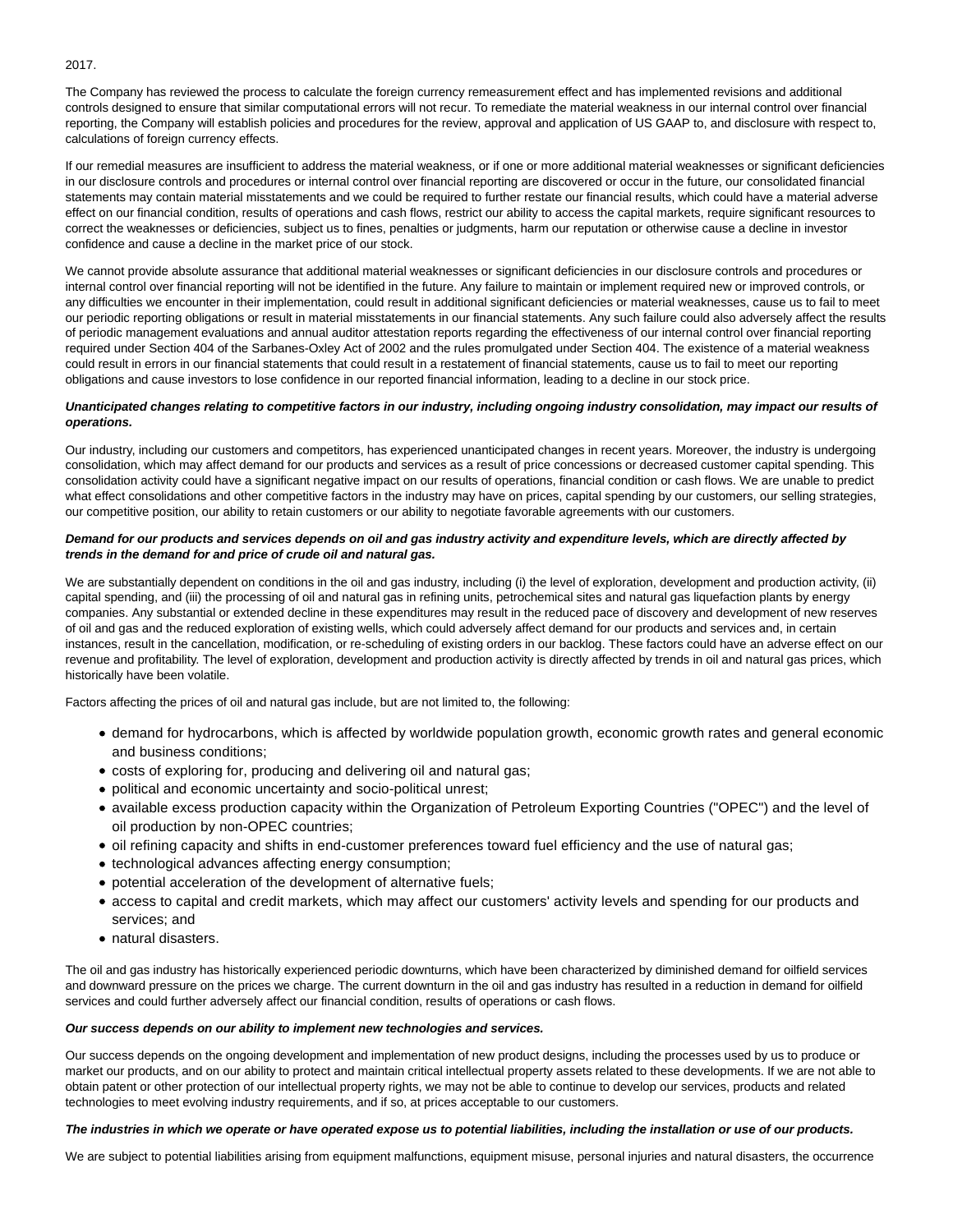2017.

The Company has reviewed the process to calculate the foreign currency remeasurement effect and has implemented revisions and additional controls designed to ensure that similar computational errors will not recur. To remediate the material weakness in our internal control over financial reporting, the Company will establish policies and procedures for the review, approval and application of US GAAP to, and disclosure with respect to, calculations of foreign currency effects.

If our remedial measures are insufficient to address the material weakness, or if one or more additional material weaknesses or significant deficiencies in our disclosure controls and procedures or internal control over financial reporting are discovered or occur in the future, our consolidated financial statements may contain material misstatements and we could be required to further restate our financial results, which could have a material adverse effect on our financial condition, results of operations and cash flows, restrict our ability to access the capital markets, require significant resources to correct the weaknesses or deficiencies, subject us to fines, penalties or judgments, harm our reputation or otherwise cause a decline in investor confidence and cause a decline in the market price of our stock.

We cannot provide absolute assurance that additional material weaknesses or significant deficiencies in our disclosure controls and procedures or internal control over financial reporting will not be identified in the future. Any failure to maintain or implement required new or improved controls, or any difficulties we encounter in their implementation, could result in additional significant deficiencies or material weaknesses, cause us to fail to meet our periodic reporting obligations or result in material misstatements in our financial statements. Any such failure could also adversely affect the results of periodic management evaluations and annual auditor attestation reports regarding the effectiveness of our internal control over financial reporting required under Section 404 of the Sarbanes-Oxley Act of 2002 and the rules promulgated under Section 404. The existence of a material weakness could result in errors in our financial statements that could result in a restatement of financial statements, cause us to fail to meet our reporting obligations and cause investors to lose confidence in our reported financial information, leading to a decline in our stock price.

***Unanticipated changes relating to competitive factors in our industry, including ongoing industry consolidation, may impact our results of operations.***

Our industry, including our customers and competitors, has experienced unanticipated changes in recent years. Moreover, the industry is undergoing consolidation, which may affect demand for our products and services as a result of price concessions or decreased customer capital spending. This consolidation activity could have a significant negative impact on our results of operations, financial condition or cash flows. We are unable to predict what effect consolidations and other competitive factors in the industry may have on prices, capital spending by our customers, our selling strategies, our competitive position, our ability to retain customers or our ability to negotiate favorable agreements with our customers.

***Demand for our products and services depends on oil and gas industry activity and expenditure levels, which are directly affected by trends in the demand for and price of crude oil and natural gas.***

We are substantially dependent on conditions in the oil and gas industry, including (i) the level of exploration, development and production activity, (ii) capital spending, and (iii) the processing of oil and natural gas in refining units, petrochemical sites and natural gas liquefaction plants by energy companies. Any substantial or extended decline in these expenditures may result in the reduced pace of discovery and development of new reserves of oil and gas and the reduced exploration of existing wells, which could adversely affect demand for our products and services and, in certain instances, result in the cancellation, modification, or re-scheduling of existing orders in our backlog. These factors could have an adverse effect on our revenue and profitability. The level of exploration, development and production activity is directly affected by trends in oil and natural gas prices, which historically have been volatile.

Factors affecting the prices of oil and natural gas include, but are not limited to, the following:

- demand for hydrocarbons, which is affected by worldwide population growth, economic growth rates and general economic and business conditions;
- costs of exploring for, producing and delivering oil and natural gas;
- political and economic uncertainty and socio-political unrest;
- available excess production capacity within the Organization of Petroleum Exporting Countries ("OPEC") and the level of oil production by non-OPEC countries;
- oil refining capacity and shifts in end-customer preferences toward fuel efficiency and the use of natural gas;
- technological advances affecting energy consumption;
- potential acceleration of the development of alternative fuels;
- access to capital and credit markets, which may affect our customers' activity levels and spending for our products and services; and
- natural disasters.

The oil and gas industry has historically experienced periodic downturns, which have been characterized by diminished demand for oilfield services and downward pressure on the prices we charge. The current downturn in the oil and gas industry has resulted in a reduction in demand for oilfield services and could further adversely affect our financial condition, results of operations or cash flows.

***Our success depends on our ability to implement new technologies and services.***

Our success depends on the ongoing development and implementation of new product designs, including the processes used by us to produce or market our products, and on our ability to protect and maintain critical intellectual property assets related to these developments. If we are not able to obtain patent or other protection of our intellectual property rights, we may not be able to continue to develop our services, products and related technologies to meet evolving industry requirements, and if so, at prices acceptable to our customers.

***The industries in which we operate or have operated expose us to potential liabilities, including the installation or use of our products.***

We are subject to potential liabilities arising from equipment malfunctions, equipment misuse, personal injuries and natural disasters, the occurrence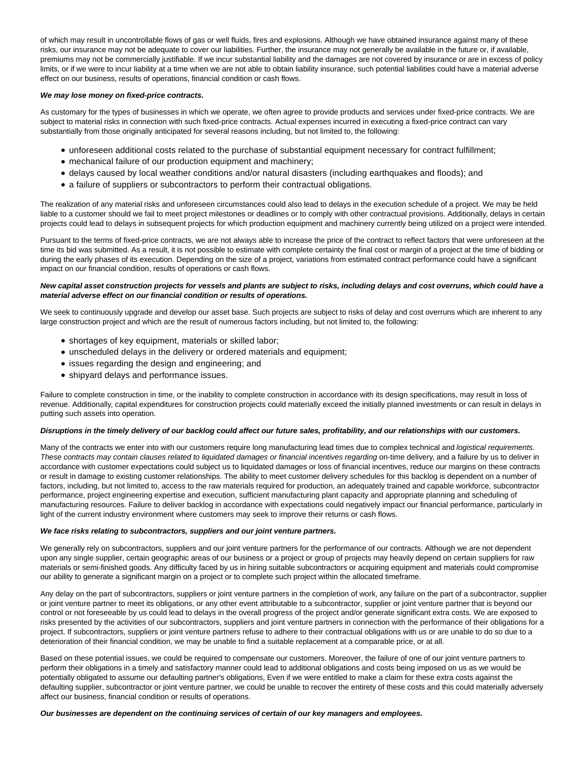of which may result in uncontrollable flows of gas or well fluids, fires and explosions. Although we have obtained insurance against many of these risks, our insurance may not be adequate to cover our liabilities. Further, the insurance may not generally be available in the future or, if available, premiums may not be commercially justifiable. If we incur substantial liability and the damages are not covered by insurance or are in excess of policy limits, or if we were to incur liability at a time when we are not able to obtain liability insurance, such potential liabilities could have a material adverse effect on our business, results of operations, financial condition or cash flows.

***We may lose money on fixed-price contracts.***

As customary for the types of businesses in which we operate, we often agree to provide products and services under fixed-price contracts. We are subject to material risks in connection with such fixed-price contracts. Actual expenses incurred in executing a fixed-price contract can vary substantially from those originally anticipated for several reasons including, but not limited to, the following:

- unforeseen additional costs related to the purchase of substantial equipment necessary for contract fulfillment;
- mechanical failure of our production equipment and machinery;
- delays caused by local weather conditions and/or natural disasters (including earthquakes and floods); and
- a failure of suppliers or subcontractors to perform their contractual obligations.

The realization of any material risks and unforeseen circumstances could also lead to delays in the execution schedule of a project. We may be held liable to a customer should we fail to meet project milestones or deadlines or to comply with other contractual provisions. Additionally, delays in certain projects could lead to delays in subsequent projects for which production equipment and machinery currently being utilized on a project were intended.

Pursuant to the terms of fixed-price contracts, we are not always able to increase the price of the contract to reflect factors that were unforeseen at the time its bid was submitted. As a result, it is not possible to estimate with complete certainty the final cost or margin of a project at the time of bidding or during the early phases of its execution. Depending on the size of a project, variations from estimated contract performance could have a significant impact on our financial condition, results of operations or cash flows.

***New capital asset construction projects for vessels and plants are subject to risks, including delays and cost overruns, which could have a material adverse effect on our financial condition or results of operations.***

We seek to continuously upgrade and develop our asset base. Such projects are subject to risks of delay and cost overruns which are inherent to any large construction project and which are the result of numerous factors including, but not limited to, the following:

- shortages of key equipment, materials or skilled labor;
- unscheduled delays in the delivery or ordered materials and equipment;
- issues regarding the design and engineering; and
- shipyard delays and performance issues.

Failure to complete construction in time, or the inability to complete construction in accordance with its design specifications, may result in loss of revenue. Additionally, capital expenditures for construction projects could materially exceed the initially planned investments or can result in delays in putting such assets into operation.

***Disruptions in the timely delivery of our backlog could affect our future sales, profitability, and our relationships with our customers.***

Many of the contracts we enter into with our customers require long manufacturing lead times due to complex technical and *logistical requirements. These contracts may contain clauses related to liquidated damages or financial incentives regarding* on-time delivery, and a failure by us to deliver in accordance with customer expectations could subject us to liquidated damages or loss of financial incentives, reduce our margins on these contracts or result in damage to existing customer relationships. The ability to meet customer delivery schedules for this backlog is dependent on a number of factors, including, but not limited to, access to the raw materials required for production, an adequately trained and capable workforce, subcontractor performance, project engineering expertise and execution, sufficient manufacturing plant capacity and appropriate planning and scheduling of manufacturing resources. Failure to deliver backlog in accordance with expectations could negatively impact our financial performance, particularly in light of the current industry environment where customers may seek to improve their returns or cash flows.

***We face risks relating to subcontractors, suppliers and our joint venture partners.***

We generally rely on subcontractors, suppliers and our joint venture partners for the performance of our contracts. Although we are not dependent upon any single supplier, certain geographic areas of our business or a project or group of projects may heavily depend on certain suppliers for raw materials or semi-finished goods. Any difficulty faced by us in hiring suitable subcontractors or acquiring equipment and materials could compromise our ability to generate a significant margin on a project or to complete such project within the allocated timeframe.

Any delay on the part of subcontractors, suppliers or joint venture partners in the completion of work, any failure on the part of a subcontractor, supplier or joint venture partner to meet its obligations, or any other event attributable to a subcontractor, supplier or joint venture partner that is beyond our control or not foreseeable by us could lead to delays in the overall progress of the project and/or generate significant extra costs. We are exposed to risks presented by the activities of our subcontractors, suppliers and joint venture partners in connection with the performance of their obligations for a project. If subcontractors, suppliers or joint venture partners refuse to adhere to their contractual obligations with us or are unable to do so due to a deterioration of their financial condition, we may be unable to find a suitable replacement at a comparable price, or at all.

Based on these potential issues, we could be required to compensate our customers. Moreover, the failure of one of our joint venture partners to perform their obligations in a timely and satisfactory manner could lead to additional obligations and costs being imposed on us as we would be potentially obligated to assume our defaulting partner's obligations, Even if we were entitled to make a claim for these extra costs against the defaulting supplier, subcontractor or joint venture partner, we could be unable to recover the entirety of these costs and this could materially adversely affect our business, financial condition or results of operations.

***Our businesses are dependent on the continuing services of certain of our key managers and employees.***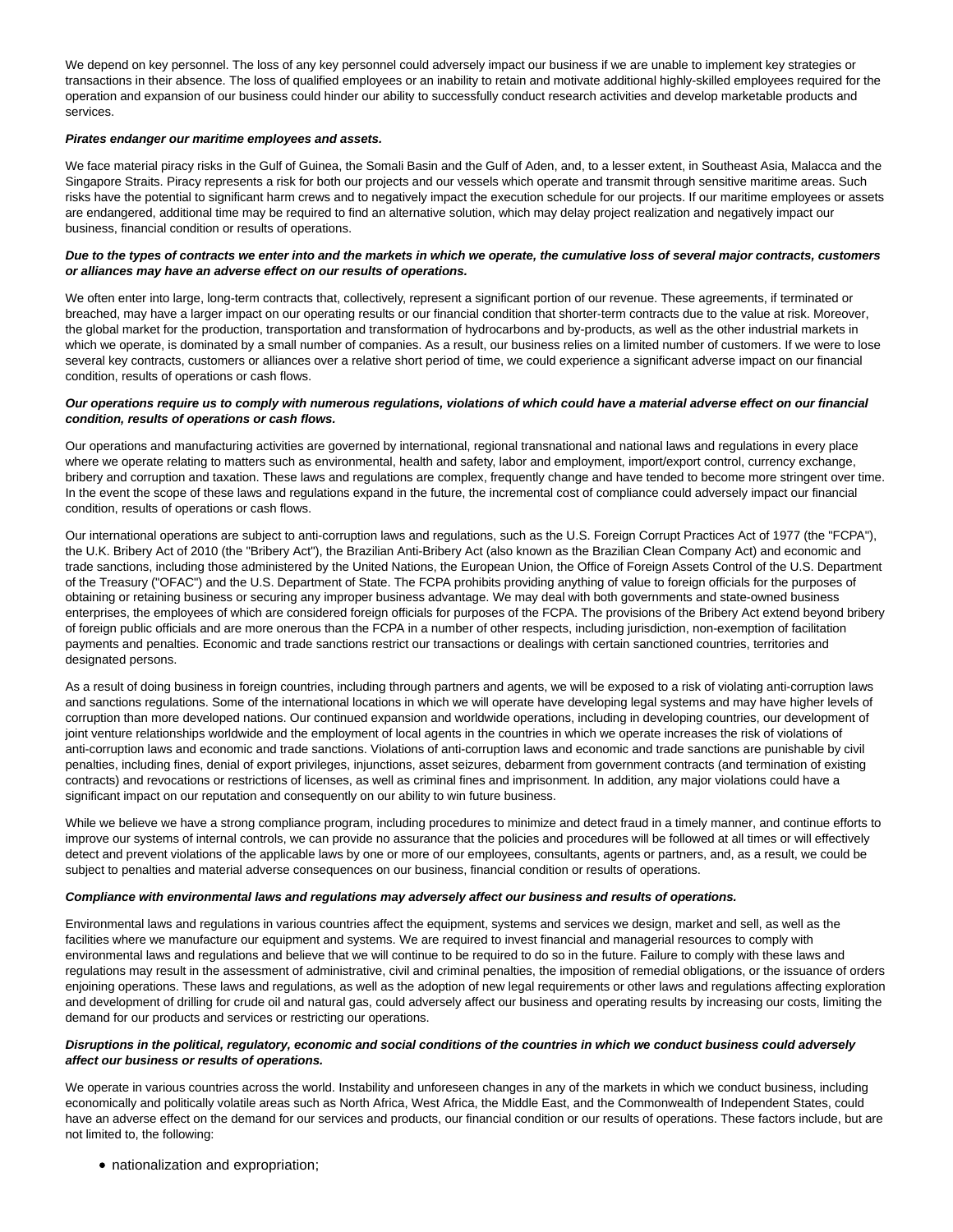We depend on key personnel. The loss of any key personnel could adversely impact our business if we are unable to implement key strategies or transactions in their absence. The loss of qualified employees or an inability to retain and motivate additional highly-skilled employees required for the operation and expansion of our business could hinder our ability to successfully conduct research activities and develop marketable products and services.

***Pirates endanger our maritime employees and assets.***

We face material piracy risks in the Gulf of Guinea, the Somali Basin and the Gulf of Aden, and, to a lesser extent, in Southeast Asia, Malacca and the Singapore Straits. Piracy represents a risk for both our projects and our vessels which operate and transmit through sensitive maritime areas. Such risks have the potential to significant harm crews and to negatively impact the execution schedule for our projects. If our maritime employees or assets are endangered, additional time may be required to find an alternative solution, which may delay project realization and negatively impact our business, financial condition or results of operations.

***Due to the types of contracts we enter into and the markets in which we operate, the cumulative loss of several major contracts, customers or alliances may have an adverse effect on our results of operations.***

We often enter into large, long-term contracts that, collectively, represent a significant portion of our revenue. These agreements, if terminated or breached, may have a larger impact on our operating results or our financial condition that shorter-term contracts due to the value at risk. Moreover, the global market for the production, transportation and transformation of hydrocarbons and by-products, as well as the other industrial markets in which we operate, is dominated by a small number of companies. As a result, our business relies on a limited number of customers. If we were to lose several key contracts, customers or alliances over a relative short period of time, we could experience a significant adverse impact on our financial condition, results of operations or cash flows.

***Our operations require us to comply with numerous regulations, violations of which could have a material adverse effect on our financial condition, results of operations or cash flows.***

Our operations and manufacturing activities are governed by international, regional transnational and national laws and regulations in every place where we operate relating to matters such as environmental, health and safety, labor and employment, import/export control, currency exchange, bribery and corruption and taxation. These laws and regulations are complex, frequently change and have tended to become more stringent over time. In the event the scope of these laws and regulations expand in the future, the incremental cost of compliance could adversely impact our financial condition, results of operations or cash flows.

Our international operations are subject to anti-corruption laws and regulations, such as the U.S. Foreign Corrupt Practices Act of 1977 (the "FCPA"), the U.K. Bribery Act of 2010 (the "Bribery Act"), the Brazilian Anti-Bribery Act (also known as the Brazilian Clean Company Act) and economic and trade sanctions, including those administered by the United Nations, the European Union, the Office of Foreign Assets Control of the U.S. Department of the Treasury ("OFAC") and the U.S. Department of State. The FCPA prohibits providing anything of value to foreign officials for the purposes of obtaining or retaining business or securing any improper business advantage. We may deal with both governments and state-owned business enterprises, the employees of which are considered foreign officials for purposes of the FCPA. The provisions of the Bribery Act extend beyond bribery of foreign public officials and are more onerous than the FCPA in a number of other respects, including jurisdiction, non-exemption of facilitation payments and penalties. Economic and trade sanctions restrict our transactions or dealings with certain sanctioned countries, territories and designated persons.

As a result of doing business in foreign countries, including through partners and agents, we will be exposed to a risk of violating anti-corruption laws and sanctions regulations. Some of the international locations in which we will operate have developing legal systems and may have higher levels of corruption than more developed nations. Our continued expansion and worldwide operations, including in developing countries, our development of joint venture relationships worldwide and the employment of local agents in the countries in which we operate increases the risk of violations of anti-corruption laws and economic and trade sanctions. Violations of anti-corruption laws and economic and trade sanctions are punishable by civil penalties, including fines, denial of export privileges, injunctions, asset seizures, debarment from government contracts (and termination of existing contracts) and revocations or restrictions of licenses, as well as criminal fines and imprisonment. In addition, any major violations could have a significant impact on our reputation and consequently on our ability to win future business.

While we believe we have a strong compliance program, including procedures to minimize and detect fraud in a timely manner, and continue efforts to improve our systems of internal controls, we can provide no assurance that the policies and procedures will be followed at all times or will effectively detect and prevent violations of the applicable laws by one or more of our employees, consultants, agents or partners, and, as a result, we could be subject to penalties and material adverse consequences on our business, financial condition or results of operations.

***Compliance with environmental laws and regulations may adversely affect our business and results of operations.***

Environmental laws and regulations in various countries affect the equipment, systems and services we design, market and sell, as well as the facilities where we manufacture our equipment and systems. We are required to invest financial and managerial resources to comply with environmental laws and regulations and believe that we will continue to be required to do so in the future. Failure to comply with these laws and regulations may result in the assessment of administrative, civil and criminal penalties, the imposition of remedial obligations, or the issuance of orders enjoining operations. These laws and regulations, as well as the adoption of new legal requirements or other laws and regulations affecting exploration and development of drilling for crude oil and natural gas, could adversely affect our business and operating results by increasing our costs, limiting the demand for our products and services or restricting our operations.

***Disruptions in the political, regulatory, economic and social conditions of the countries in which we conduct business could adversely affect our business or results of operations.***

We operate in various countries across the world. Instability and unforeseen changes in any of the markets in which we conduct business, including economically and politically volatile areas such as North Africa, West Africa, the Middle East, and the Commonwealth of Independent States, could have an adverse effect on the demand for our services and products, our financial condition or our results of operations. These factors include, but are not limited to, the following:

- nationalization and expropriation;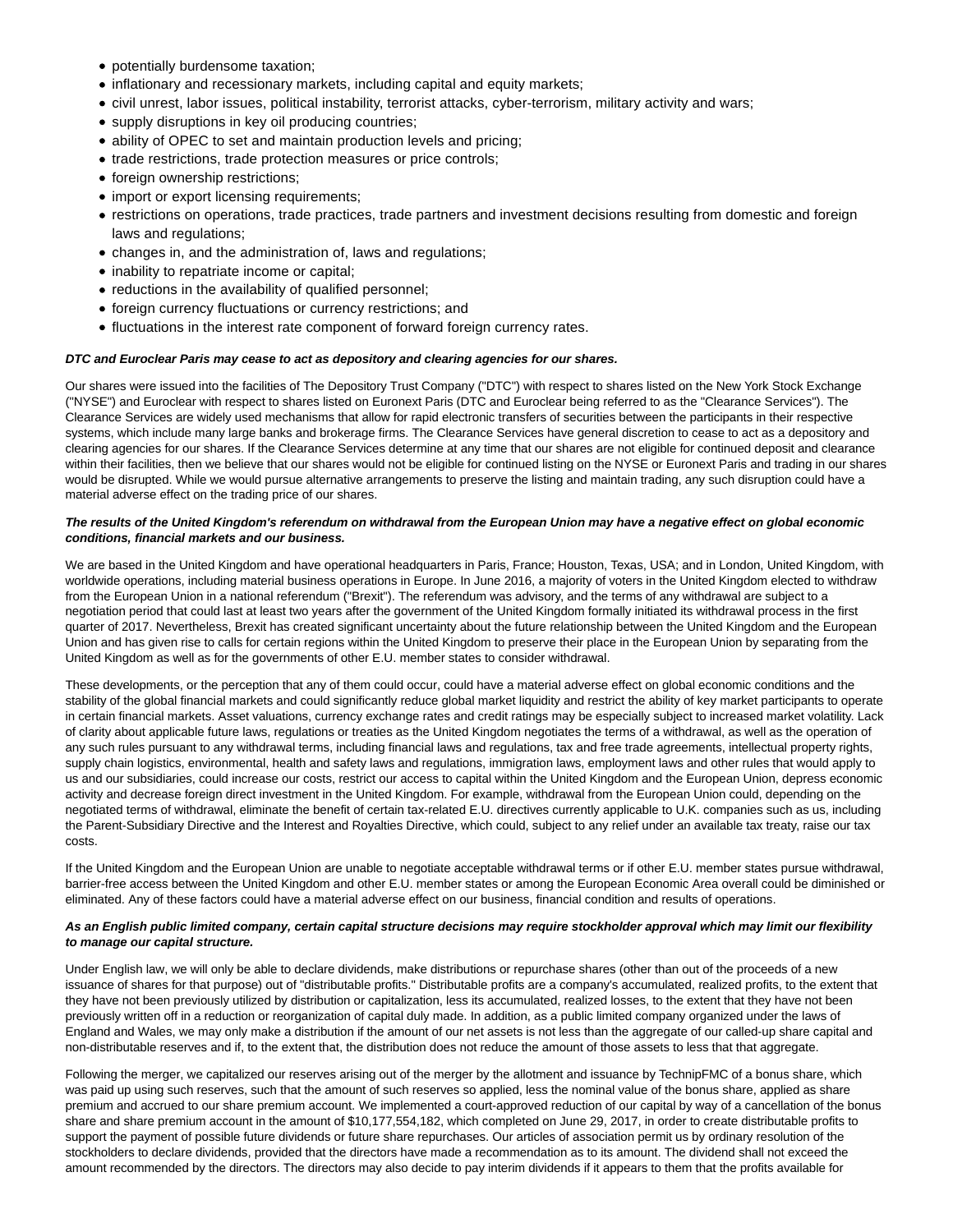- potentially burdensome taxation;
- inflationary and recessionary markets, including capital and equity markets;
- civil unrest, labor issues, political instability, terrorist attacks, cyber-terrorism, military activity and wars;
- supply disruptions in key oil producing countries;
- ability of OPEC to set and maintain production levels and pricing;
- trade restrictions, trade protection measures or price controls;
- foreign ownership restrictions;
- import or export licensing requirements;
- restrictions on operations, trade practices, trade partners and investment decisions resulting from domestic and foreign laws and regulations;
- changes in, and the administration of, laws and regulations;
- inability to repatriate income or capital;
- reductions in the availability of qualified personnel;
- foreign currency fluctuations or currency restrictions; and
- fluctuations in the interest rate component of forward foreign currency rates.

***DTC and Euroclear Paris may cease to act as depository and clearing agencies for our shares.***

Our shares were issued into the facilities of The Depository Trust Company ("DTC") with respect to shares listed on the New York Stock Exchange ("NYSE") and Euroclear with respect to shares listed on Euronext Paris (DTC and Euroclear being referred to as the "Clearance Services"). The Clearance Services are widely used mechanisms that allow for rapid electronic transfers of securities between the participants in their respective systems, which include many large banks and brokerage firms. The Clearance Services have general discretion to cease to act as a depository and clearing agencies for our shares. If the Clearance Services determine at any time that our shares are not eligible for continued deposit and clearance within their facilities, then we believe that our shares would not be eligible for continued listing on the NYSE or Euronext Paris and trading in our shares would be disrupted. While we would pursue alternative arrangements to preserve the listing and maintain trading, any such disruption could have a material adverse effect on the trading price of our shares.

***The results of the United Kingdom's referendum on withdrawal from the European Union may have a negative effect on global economic conditions, financial markets and our business.***

We are based in the United Kingdom and have operational headquarters in Paris, France; Houston, Texas, USA; and in London, United Kingdom, with worldwide operations, including material business operations in Europe. In June 2016, a majority of voters in the United Kingdom elected to withdraw from the European Union in a national referendum ("Brexit"). The referendum was advisory, and the terms of any withdrawal are subject to a negotiation period that could last at least two years after the government of the United Kingdom formally initiated its withdrawal process in the first quarter of 2017. Nevertheless, Brexit has created significant uncertainty about the future relationship between the United Kingdom and the European Union and has given rise to calls for certain regions within the United Kingdom to preserve their place in the European Union by separating from the United Kingdom as well as for the governments of other E.U. member states to consider withdrawal.

These developments, or the perception that any of them could occur, could have a material adverse effect on global economic conditions and the stability of the global financial markets and could significantly reduce global market liquidity and restrict the ability of key market participants to operate in certain financial markets. Asset valuations, currency exchange rates and credit ratings may be especially subject to increased market volatility. Lack of clarity about applicable future laws, regulations or treaties as the United Kingdom negotiates the terms of a withdrawal, as well as the operation of any such rules pursuant to any withdrawal terms, including financial laws and regulations, tax and free trade agreements, intellectual property rights, supply chain logistics, environmental, health and safety laws and regulations, immigration laws, employment laws and other rules that would apply to us and our subsidiaries, could increase our costs, restrict our access to capital within the United Kingdom and the European Union, depress economic activity and decrease foreign direct investment in the United Kingdom. For example, withdrawal from the European Union could, depending on the negotiated terms of withdrawal, eliminate the benefit of certain tax-related E.U. directives currently applicable to U.K. companies such as us, including the Parent-Subsidiary Directive and the Interest and Royalties Directive, which could, subject to any relief under an available tax treaty, raise our tax costs.

If the United Kingdom and the European Union are unable to negotiate acceptable withdrawal terms or if other E.U. member states pursue withdrawal, barrier-free access between the United Kingdom and other E.U. member states or among the European Economic Area overall could be diminished or eliminated. Any of these factors could have a material adverse effect on our business, financial condition and results of operations.

***As an English public limited company, certain capital structure decisions may require stockholder approval which may limit our flexibility to manage our capital structure.***

Under English law, we will only be able to declare dividends, make distributions or repurchase shares (other than out of the proceeds of a new issuance of shares for that purpose) out of "distributable profits." Distributable profits are a company's accumulated, realized profits, to the extent that they have not been previously utilized by distribution or capitalization, less its accumulated, realized losses, to the extent that they have not been previously written off in a reduction or reorganization of capital duly made. In addition, as a public limited company organized under the laws of England and Wales, we may only make a distribution if the amount of our net assets is not less than the aggregate of our called-up share capital and non-distributable reserves and if, to the extent that, the distribution does not reduce the amount of those assets to less that that aggregate.

Following the merger, we capitalized our reserves arising out of the merger by the allotment and issuance by TechnipFMC of a bonus share, which was paid up using such reserves, such that the amount of such reserves so applied, less the nominal value of the bonus share, applied as share premium and accrued to our share premium account. We implemented a court-approved reduction of our capital by way of a cancellation of the bonus share and share premium account in the amount of $10,177,554,182, which completed on June 29, 2017, in order to create distributable profits to support the payment of possible future dividends or future share repurchases. Our articles of association permit us by ordinary resolution of the stockholders to declare dividends, provided that the directors have made a recommendation as to its amount. The dividend shall not exceed the amount recommended by the directors. The directors may also decide to pay interim dividends if it appears to them that the profits available for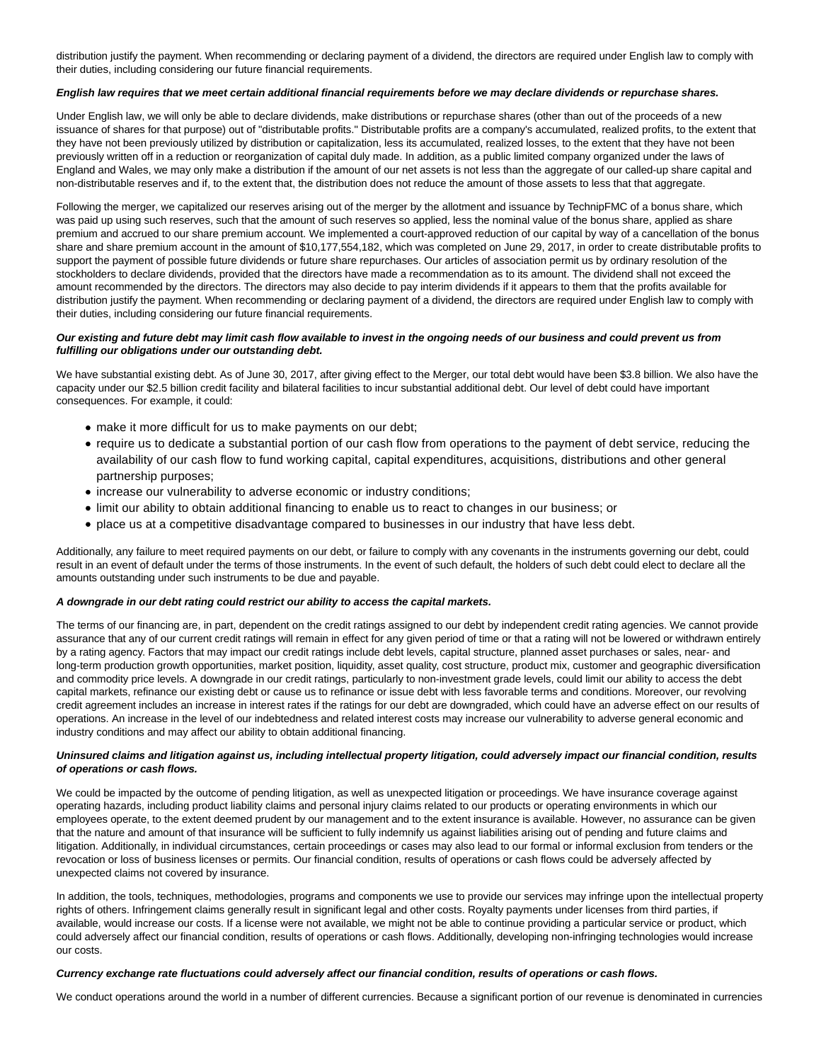distribution justify the payment. When recommending or declaring payment of a dividend, the directors are required under English law to comply with their duties, including considering our future financial requirements.

***English law requires that we meet certain additional financial requirements before we may declare dividends or repurchase shares.***

Under English law, we will only be able to declare dividends, make distributions or repurchase shares (other than out of the proceeds of a new issuance of shares for that purpose) out of "distributable profits." Distributable profits are a company's accumulated, realized profits, to the extent that they have not been previously utilized by distribution or capitalization, less its accumulated, realized losses, to the extent that they have not been previously written off in a reduction or reorganization of capital duly made. In addition, as a public limited company organized under the laws of England and Wales, we may only make a distribution if the amount of our net assets is not less than the aggregate of our called-up share capital and non-distributable reserves and if, to the extent that, the distribution does not reduce the amount of those assets to less that that aggregate.

Following the merger, we capitalized our reserves arising out of the merger by the allotment and issuance by TechnipFMC of a bonus share, which was paid up using such reserves, such that the amount of such reserves so applied, less the nominal value of the bonus share, applied as share premium and accrued to our share premium account. We implemented a court-approved reduction of our capital by way of a cancellation of the bonus share and share premium account in the amount of $10,177,554,182, which was completed on June 29, 2017, in order to create distributable profits to support the payment of possible future dividends or future share repurchases. Our articles of association permit us by ordinary resolution of the stockholders to declare dividends, provided that the directors have made a recommendation as to its amount. The dividend shall not exceed the amount recommended by the directors. The directors may also decide to pay interim dividends if it appears to them that the profits available for distribution justify the payment. When recommending or declaring payment of a dividend, the directors are required under English law to comply with their duties, including considering our future financial requirements.

***Our existing and future debt may limit cash flow available to invest in the ongoing needs of our business and could prevent us from fulfilling our obligations under our outstanding debt.***

We have substantial existing debt. As of June 30, 2017, after giving effect to the Merger, our total debt would have been $3.8 billion. We also have the capacity under our $2.5 billion credit facility and bilateral facilities to incur substantial additional debt. Our level of debt could have important consequences. For example, it could:

- make it more difficult for us to make payments on our debt;
- require us to dedicate a substantial portion of our cash flow from operations to the payment of debt service, reducing the availability of our cash flow to fund working capital, capital expenditures, acquisitions, distributions and other general partnership purposes;
- increase our vulnerability to adverse economic or industry conditions;
- limit our ability to obtain additional financing to enable us to react to changes in our business; or
- place us at a competitive disadvantage compared to businesses in our industry that have less debt.

Additionally, any failure to meet required payments on our debt, or failure to comply with any covenants in the instruments governing our debt, could result in an event of default under the terms of those instruments. In the event of such default, the holders of such debt could elect to declare all the amounts outstanding under such instruments to be due and payable.

***A downgrade in our debt rating could restrict our ability to access the capital markets.***

The terms of our financing are, in part, dependent on the credit ratings assigned to our debt by independent credit rating agencies. We cannot provide assurance that any of our current credit ratings will remain in effect for any given period of time or that a rating will not be lowered or withdrawn entirely by a rating agency. Factors that may impact our credit ratings include debt levels, capital structure, planned asset purchases or sales, near- and long-term production growth opportunities, market position, liquidity, asset quality, cost structure, product mix, customer and geographic diversification and commodity price levels. A downgrade in our credit ratings, particularly to non-investment grade levels, could limit our ability to access the debt capital markets, refinance our existing debt or cause us to refinance or issue debt with less favorable terms and conditions. Moreover, our revolving credit agreement includes an increase in interest rates if the ratings for our debt are downgraded, which could have an adverse effect on our results of operations. An increase in the level of our indebtedness and related interest costs may increase our vulnerability to adverse general economic and industry conditions and may affect our ability to obtain additional financing.

***Uninsured claims and litigation against us, including intellectual property litigation, could adversely impact our financial condition, results of operations or cash flows.***

We could be impacted by the outcome of pending litigation, as well as unexpected litigation or proceedings. We have insurance coverage against operating hazards, including product liability claims and personal injury claims related to our products or operating environments in which our employees operate, to the extent deemed prudent by our management and to the extent insurance is available. However, no assurance can be given that the nature and amount of that insurance will be sufficient to fully indemnify us against liabilities arising out of pending and future claims and litigation. Additionally, in individual circumstances, certain proceedings or cases may also lead to our formal or informal exclusion from tenders or the revocation or loss of business licenses or permits. Our financial condition, results of operations or cash flows could be adversely affected by unexpected claims not covered by insurance.

In addition, the tools, techniques, methodologies, programs and components we use to provide our services may infringe upon the intellectual property rights of others. Infringement claims generally result in significant legal and other costs. Royalty payments under licenses from third parties, if available, would increase our costs. If a license were not available, we might not be able to continue providing a particular service or product, which could adversely affect our financial condition, results of operations or cash flows. Additionally, developing non-infringing technologies would increase our costs.

***Currency exchange rate fluctuations could adversely affect our financial condition, results of operations or cash flows.***

We conduct operations around the world in a number of different currencies. Because a significant portion of our revenue is denominated in currencies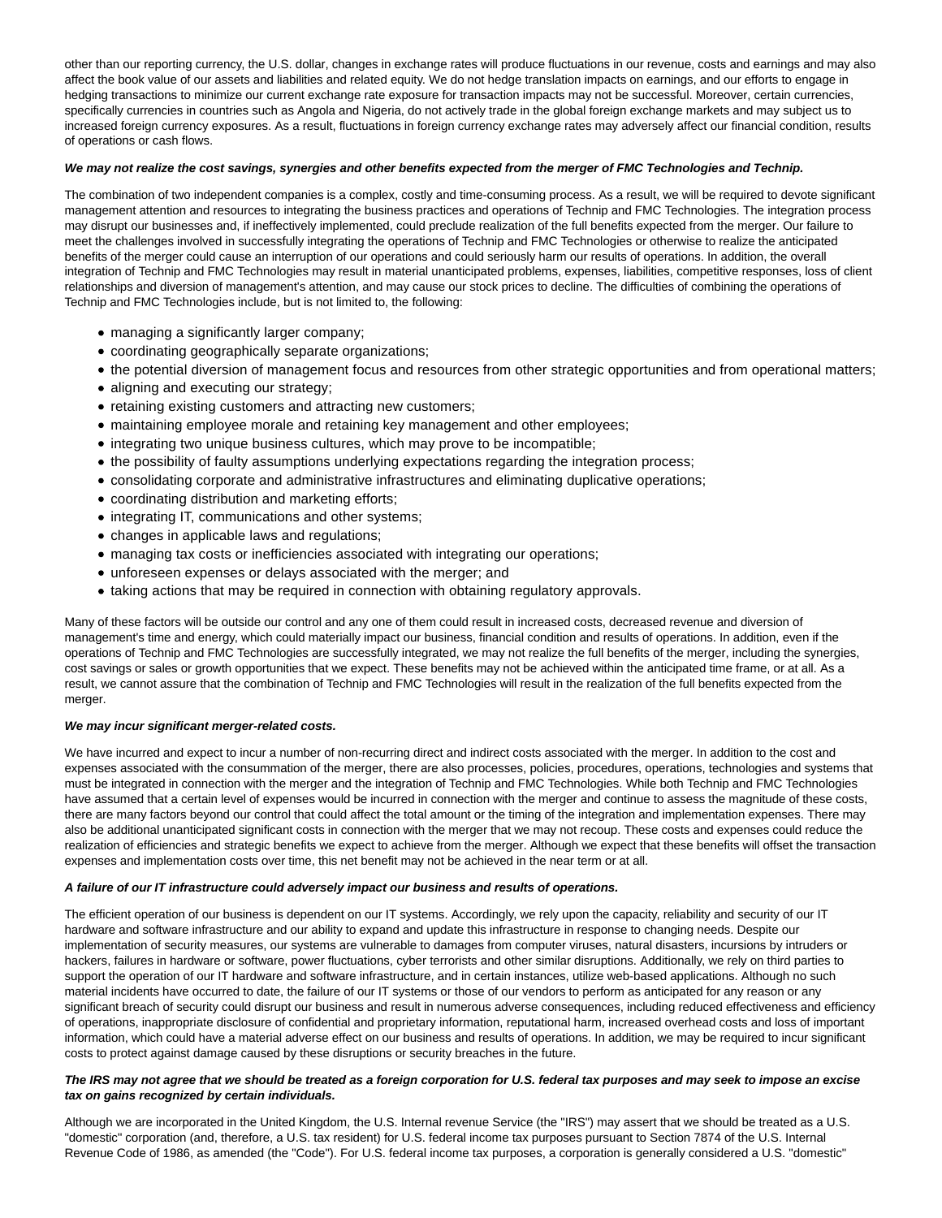other than our reporting currency, the U.S. dollar, changes in exchange rates will produce fluctuations in our revenue, costs and earnings and may also affect the book value of our assets and liabilities and related equity. We do not hedge translation impacts on earnings, and our efforts to engage in hedging transactions to minimize our current exchange rate exposure for transaction impacts may not be successful. Moreover, certain currencies, specifically currencies in countries such as Angola and Nigeria, do not actively trade in the global foreign exchange markets and may subject us to increased foreign currency exposures. As a result, fluctuations in foreign currency exchange rates may adversely affect our financial condition, results of operations or cash flows.

***We may not realize the cost savings, synergies and other benefits expected from the merger of FMC Technologies and Technip.***

The combination of two independent companies is a complex, costly and time-consuming process. As a result, we will be required to devote significant management attention and resources to integrating the business practices and operations of Technip and FMC Technologies. The integration process may disrupt our businesses and, if ineffectively implemented, could preclude realization of the full benefits expected from the merger. Our failure to meet the challenges involved in successfully integrating the operations of Technip and FMC Technologies or otherwise to realize the anticipated benefits of the merger could cause an interruption of our operations and could seriously harm our results of operations. In addition, the overall integration of Technip and FMC Technologies may result in material unanticipated problems, expenses, liabilities, competitive responses, loss of client relationships and diversion of management's attention, and may cause our stock prices to decline. The difficulties of combining the operations of Technip and FMC Technologies include, but is not limited to, the following:

- managing a significantly larger company;
- coordinating geographically separate organizations;
- the potential diversion of management focus and resources from other strategic opportunities and from operational matters;
- aligning and executing our strategy;
- retaining existing customers and attracting new customers;
- maintaining employee morale and retaining key management and other employees;
- integrating two unique business cultures, which may prove to be incompatible;
- the possibility of faulty assumptions underlying expectations regarding the integration process;
- consolidating corporate and administrative infrastructures and eliminating duplicative operations;
- coordinating distribution and marketing efforts;
- integrating IT, communications and other systems;
- changes in applicable laws and regulations;
- managing tax costs or inefficiencies associated with integrating our operations;
- unforeseen expenses or delays associated with the merger; and
- taking actions that may be required in connection with obtaining regulatory approvals.

Many of these factors will be outside our control and any one of them could result in increased costs, decreased revenue and diversion of management's time and energy, which could materially impact our business, financial condition and results of operations. In addition, even if the operations of Technip and FMC Technologies are successfully integrated, we may not realize the full benefits of the merger, including the synergies, cost savings or sales or growth opportunities that we expect. These benefits may not be achieved within the anticipated time frame, or at all. As a result, we cannot assure that the combination of Technip and FMC Technologies will result in the realization of the full benefits expected from the merger.

***We may incur significant merger-related costs.***

We have incurred and expect to incur a number of non-recurring direct and indirect costs associated with the merger. In addition to the cost and expenses associated with the consummation of the merger, there are also processes, policies, procedures, operations, technologies and systems that must be integrated in connection with the merger and the integration of Technip and FMC Technologies. While both Technip and FMC Technologies have assumed that a certain level of expenses would be incurred in connection with the merger and continue to assess the magnitude of these costs, there are many factors beyond our control that could affect the total amount or the timing of the integration and implementation expenses. There may also be additional unanticipated significant costs in connection with the merger that we may not recoup. These costs and expenses could reduce the realization of efficiencies and strategic benefits we expect to achieve from the merger. Although we expect that these benefits will offset the transaction expenses and implementation costs over time, this net benefit may not be achieved in the near term or at all.

***A failure of our IT infrastructure could adversely impact our business and results of operations.***

The efficient operation of our business is dependent on our IT systems. Accordingly, we rely upon the capacity, reliability and security of our IT hardware and software infrastructure and our ability to expand and update this infrastructure in response to changing needs. Despite our implementation of security measures, our systems are vulnerable to damages from computer viruses, natural disasters, incursions by intruders or hackers, failures in hardware or software, power fluctuations, cyber terrorists and other similar disruptions. Additionally, we rely on third parties to support the operation of our IT hardware and software infrastructure, and in certain instances, utilize web-based applications. Although no such material incidents have occurred to date, the failure of our IT systems or those of our vendors to perform as anticipated for any reason or any significant breach of security could disrupt our business and result in numerous adverse consequences, including reduced effectiveness and efficiency of operations, inappropriate disclosure of confidential and proprietary information, reputational harm, increased overhead costs and loss of important information, which could have a material adverse effect on our business and results of operations. In addition, we may be required to incur significant costs to protect against damage caused by these disruptions or security breaches in the future.

***The IRS may not agree that we should be treated as a foreign corporation for U.S. federal tax purposes and may seek to impose an excise tax on gains recognized by certain individuals.***

Although we are incorporated in the United Kingdom, the U.S. Internal revenue Service (the "IRS") may assert that we should be treated as a U.S. "domestic" corporation (and, therefore, a U.S. tax resident) for U.S. federal income tax purposes pursuant to Section 7874 of the U.S. Internal Revenue Code of 1986, as amended (the "Code"). For U.S. federal income tax purposes, a corporation is generally considered a U.S. "domestic"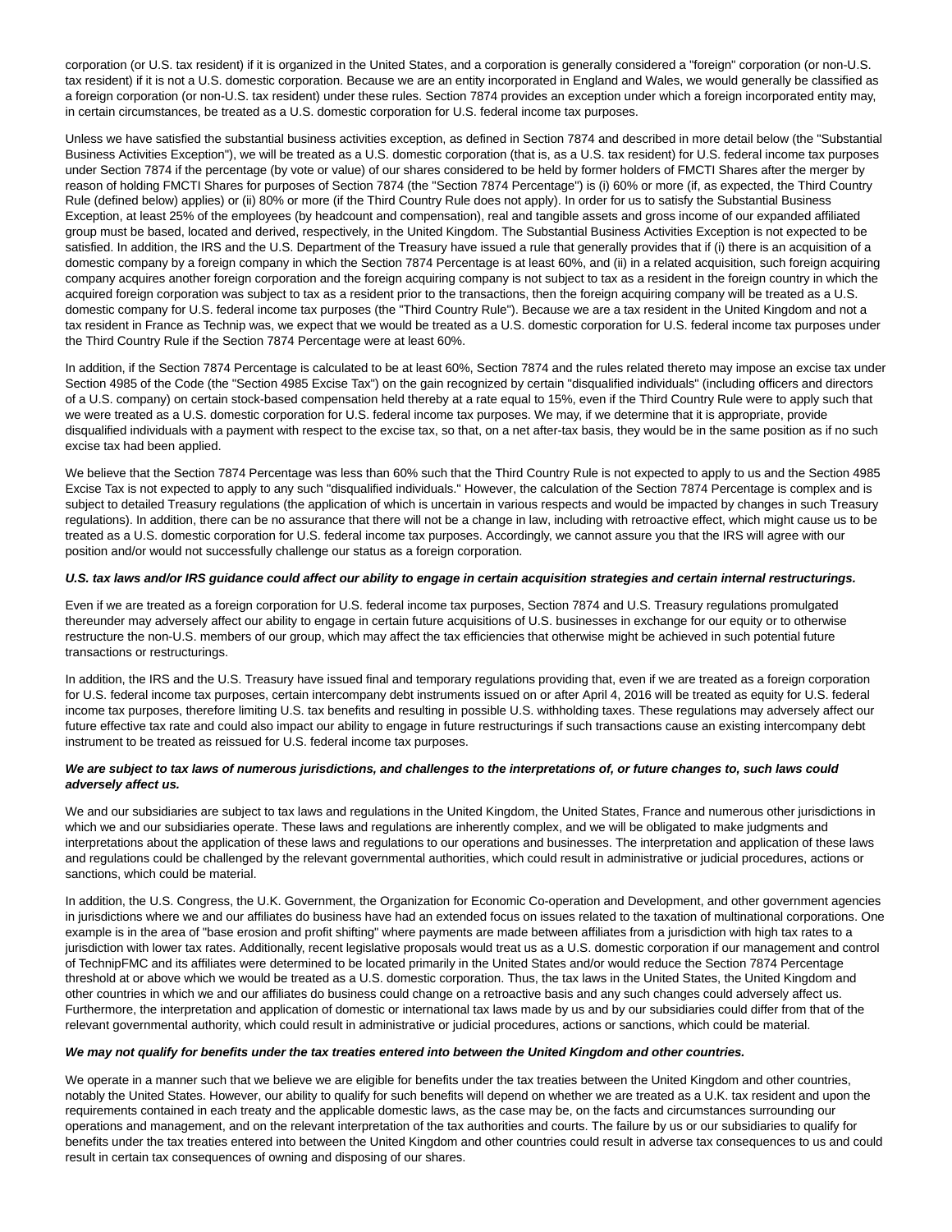corporation (or U.S. tax resident) if it is organized in the United States, and a corporation is generally considered a "foreign" corporation (or non-U.S. tax resident) if it is not a U.S. domestic corporation. Because we are an entity incorporated in England and Wales, we would generally be classified as a foreign corporation (or non-U.S. tax resident) under these rules. Section 7874 provides an exception under which a foreign incorporated entity may, in certain circumstances, be treated as a U.S. domestic corporation for U.S. federal income tax purposes.

Unless we have satisfied the substantial business activities exception, as defined in Section 7874 and described in more detail below (the "Substantial Business Activities Exception"), we will be treated as a U.S. domestic corporation (that is, as a U.S. tax resident) for U.S. federal income tax purposes under Section 7874 if the percentage (by vote or value) of our shares considered to be held by former holders of FMCTI Shares after the merger by reason of holding FMCTI Shares for purposes of Section 7874 (the "Section 7874 Percentage") is (i) 60% or more (if, as expected, the Third Country Rule (defined below) applies) or (ii) 80% or more (if the Third Country Rule does not apply). In order for us to satisfy the Substantial Business Exception, at least 25% of the employees (by headcount and compensation), real and tangible assets and gross income of our expanded affiliated group must be based, located and derived, respectively, in the United Kingdom. The Substantial Business Activities Exception is not expected to be satisfied. In addition, the IRS and the U.S. Department of the Treasury have issued a rule that generally provides that if (i) there is an acquisition of a domestic company by a foreign company in which the Section 7874 Percentage is at least 60%, and (ii) in a related acquisition, such foreign acquiring company acquires another foreign corporation and the foreign acquiring company is not subject to tax as a resident in the foreign country in which the acquired foreign corporation was subject to tax as a resident prior to the transactions, then the foreign acquiring company will be treated as a U.S. domestic company for U.S. federal income tax purposes (the "Third Country Rule"). Because we are a tax resident in the United Kingdom and not a tax resident in France as Technip was, we expect that we would be treated as a U.S. domestic corporation for U.S. federal income tax purposes under the Third Country Rule if the Section 7874 Percentage were at least 60%.

In addition, if the Section 7874 Percentage is calculated to be at least 60%, Section 7874 and the rules related thereto may impose an excise tax under Section 4985 of the Code (the "Section 4985 Excise Tax") on the gain recognized by certain "disqualified individuals" (including officers and directors of a U.S. company) on certain stock-based compensation held thereby at a rate equal to 15%, even if the Third Country Rule were to apply such that we were treated as a U.S. domestic corporation for U.S. federal income tax purposes. We may, if we determine that it is appropriate, provide disqualified individuals with a payment with respect to the excise tax, so that, on a net after-tax basis, they would be in the same position as if no such excise tax had been applied.

We believe that the Section 7874 Percentage was less than 60% such that the Third Country Rule is not expected to apply to us and the Section 4985 Excise Tax is not expected to apply to any such "disqualified individuals." However, the calculation of the Section 7874 Percentage is complex and is subject to detailed Treasury regulations (the application of which is uncertain in various respects and would be impacted by changes in such Treasury regulations). In addition, there can be no assurance that there will not be a change in law, including with retroactive effect, which might cause us to be treated as a U.S. domestic corporation for U.S. federal income tax purposes. Accordingly, we cannot assure you that the IRS will agree with our position and/or would not successfully challenge our status as a foreign corporation.

***U.S. tax laws and/or IRS guidance could affect our ability to engage in certain acquisition strategies and certain internal restructurings.***

Even if we are treated as a foreign corporation for U.S. federal income tax purposes, Section 7874 and U.S. Treasury regulations promulgated thereunder may adversely affect our ability to engage in certain future acquisitions of U.S. businesses in exchange for our equity or to otherwise restructure the non-U.S. members of our group, which may affect the tax efficiencies that otherwise might be achieved in such potential future transactions or restructurings.

In addition, the IRS and the U.S. Treasury have issued final and temporary regulations providing that, even if we are treated as a foreign corporation for U.S. federal income tax purposes, certain intercompany debt instruments issued on or after April 4, 2016 will be treated as equity for U.S. federal income tax purposes, therefore limiting U.S. tax benefits and resulting in possible U.S. withholding taxes. These regulations may adversely affect our future effective tax rate and could also impact our ability to engage in future restructurings if such transactions cause an existing intercompany debt instrument to be treated as reissued for U.S. federal income tax purposes.

***We are subject to tax laws of numerous jurisdictions, and challenges to the interpretations of, or future changes to, such laws could adversely affect us.***

We and our subsidiaries are subject to tax laws and regulations in the United Kingdom, the United States, France and numerous other jurisdictions in which we and our subsidiaries operate. These laws and regulations are inherently complex, and we will be obligated to make judgments and interpretations about the application of these laws and regulations to our operations and businesses. The interpretation and application of these laws and regulations could be challenged by the relevant governmental authorities, which could result in administrative or judicial procedures, actions or sanctions, which could be material.

In addition, the U.S. Congress, the U.K. Government, the Organization for Economic Co-operation and Development, and other government agencies in jurisdictions where we and our affiliates do business have had an extended focus on issues related to the taxation of multinational corporations. One example is in the area of "base erosion and profit shifting" where payments are made between affiliates from a jurisdiction with high tax rates to a jurisdiction with lower tax rates. Additionally, recent legislative proposals would treat us as a U.S. domestic corporation if our management and control of TechnipFMC and its affiliates were determined to be located primarily in the United States and/or would reduce the Section 7874 Percentage threshold at or above which we would be treated as a U.S. domestic corporation. Thus, the tax laws in the United States, the United Kingdom and other countries in which we and our affiliates do business could change on a retroactive basis and any such changes could adversely affect us. Furthermore, the interpretation and application of domestic or international tax laws made by us and by our subsidiaries could differ from that of the relevant governmental authority, which could result in administrative or judicial procedures, actions or sanctions, which could be material.

***We may not qualify for benefits under the tax treaties entered into between the United Kingdom and other countries.***

We operate in a manner such that we believe we are eligible for benefits under the tax treaties between the United Kingdom and other countries, notably the United States. However, our ability to qualify for such benefits will depend on whether we are treated as a U.K. tax resident and upon the requirements contained in each treaty and the applicable domestic laws, as the case may be, on the facts and circumstances surrounding our operations and management, and on the relevant interpretation of the tax authorities and courts. The failure by us or our subsidiaries to qualify for benefits under the tax treaties entered into between the United Kingdom and other countries could result in adverse tax consequences to us and could result in certain tax consequences of owning and disposing of our shares.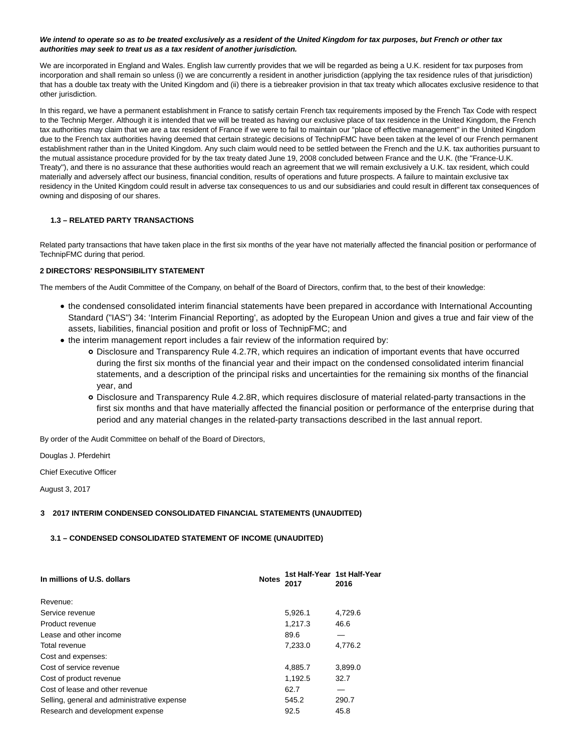***We intend to operate so as to be treated exclusively as a resident of the United Kingdom for tax purposes, but French or other tax authorities may seek to treat us as a tax resident of another jurisdiction.***

We are incorporated in England and Wales. English law currently provides that we will be regarded as being a U.K. resident for tax purposes from incorporation and shall remain so unless (i) we are concurrently a resident in another jurisdiction (applying the tax residence rules of that jurisdiction) that has a double tax treaty with the United Kingdom and (ii) there is a tiebreaker provision in that tax treaty which allocates exclusive residence to that other jurisdiction.

In this regard, we have a permanent establishment in France to satisfy certain French tax requirements imposed by the French Tax Code with respect to the Technip Merger. Although it is intended that we will be treated as having our exclusive place of tax residence in the United Kingdom, the French tax authorities may claim that we are a tax resident of France if we were to fail to maintain our "place of effective management" in the United Kingdom due to the French tax authorities having deemed that certain strategic decisions of TechnipFMC have been taken at the level of our French permanent establishment rather than in the United Kingdom. Any such claim would need to be settled between the French and the U.K. tax authorities pursuant to the mutual assistance procedure provided for by the tax treaty dated June 19, 2008 concluded between France and the U.K. (the "France-U.K. Treaty"), and there is no assurance that these authorities would reach an agreement that we will remain exclusively a U.K. tax resident, which could materially and adversely affect our business, financial condition, results of operations and future prospects. A failure to maintain exclusive tax residency in the United Kingdom could result in adverse tax consequences to us and our subsidiaries and could result in different tax consequences of owning and disposing of our shares.

### 1.3 – RELATED PARTY TRANSACTIONS

Related party transactions that have taken place in the first six months of the year have not materially affected the financial position or performance of TechnipFMC during that period.

## 2 DIRECTORS' RESPONSIBILITY STATEMENT

The members of the Audit Committee of the Company, on behalf of the Board of Directors, confirm that, to the best of their knowledge:

- the condensed consolidated interim financial statements have been prepared in accordance with International Accounting Standard ("IAS") 34: 'Interim Financial Reporting', as adopted by the European Union and gives a true and fair view of the assets, liabilities, financial position and profit or loss of TechnipFMC; and
- the interim management report includes a fair review of the information required by:
  - Disclosure and Transparency Rule 4.2.7R, which requires an indication of important events that have occurred during the first six months of the financial year and their impact on the condensed consolidated interim financial statements, and a description of the principal risks and uncertainties for the remaining six months of the financial year, and
  - Disclosure and Transparency Rule 4.2.8R, which requires disclosure of material related-party transactions in the first six months and that have materially affected the financial position or performance of the enterprise during that period and any material changes in the related-party transactions described in the last annual report.

By order of the Audit Committee on behalf of the Board of Directors,

Douglas J. Pferdehirt

Chief Executive Officer

August 3, 2017

## 3 2017 INTERIM CONDENSED CONSOLIDATED FINANCIAL STATEMENTS (UNAUDITED)

### 3.1 – CONDENSED CONSOLIDATED STATEMENT OF INCOME (UNAUDITED)

| In millions of U.S. dollars | Notes | 1st Half-Year 2017 | 1st Half-Year 2016 |
|---|---|---|---|
| Revenue: | | | |
| Service revenue | | 5,926.1 | 4,729.6 |
| Product revenue | | 1,217.3 | 46.6 |
| Lease and other income | | 89.6 | — |
| Total revenue | | 7,233.0 | 4,776.2 |
| Cost and expenses: | | | |
| Cost of service revenue | | 4,885.7 | 3,899.0 |
| Cost of product revenue | | 1,192.5 | 32.7 |
| Cost of lease and other revenue | | 62.7 | — |
| Selling, general and administrative expense | | 545.2 | 290.7 |
| Research and development expense | | 92.5 | 45.8 |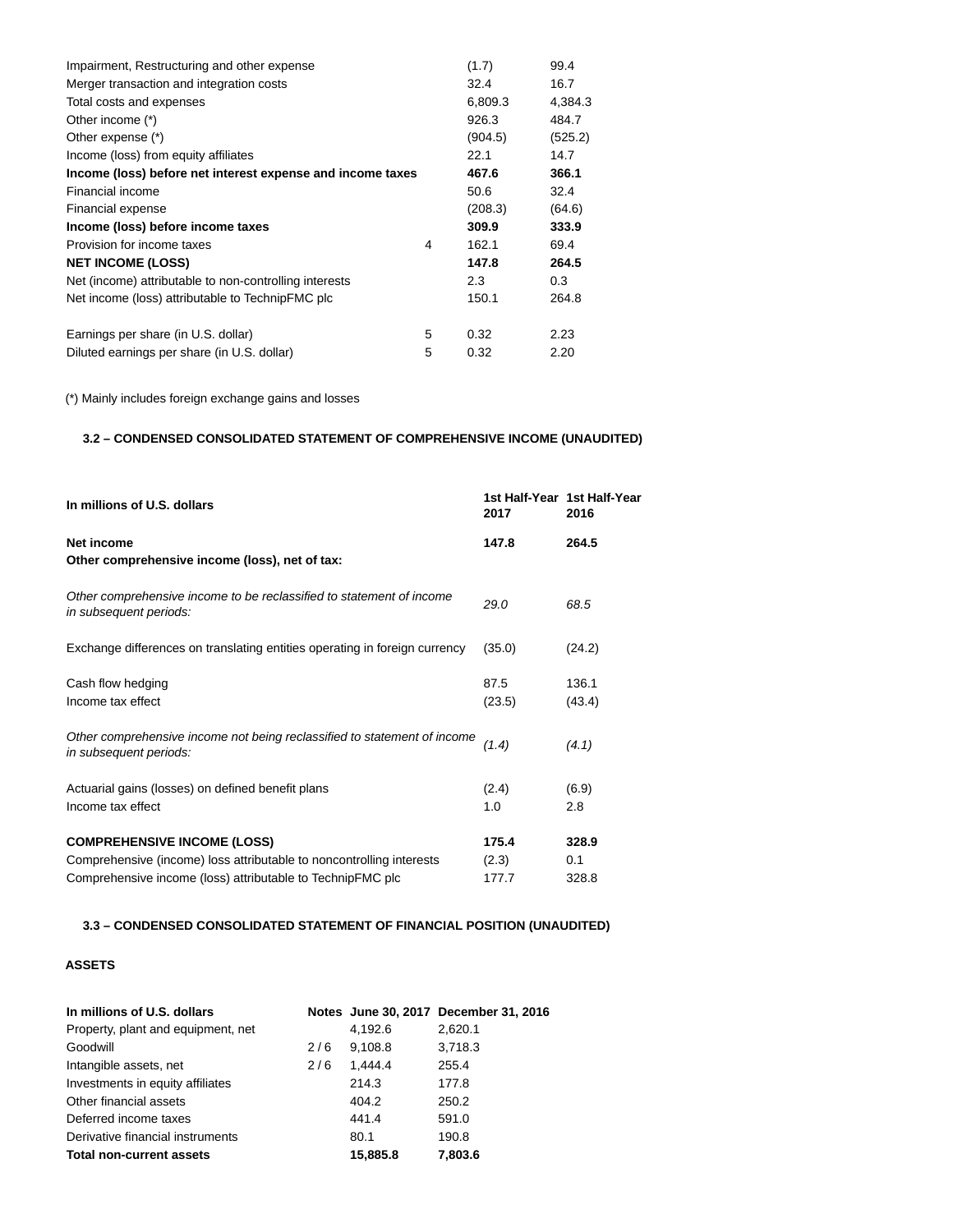| | | | |
|---|---|---|---|
| Impairment, Restructuring and other expense | | (1.7) | 99.4 |
| Merger transaction and integration costs | | 32.4 | 16.7 |
| Total costs and expenses | | 6,809.3 | 4,384.3 |
| Other income (*) | | 926.3 | 484.7 |
| Other expense (*) | | (904.5) | (525.2) |
| Income (loss) from equity affiliates | | 22.1 | 14.7 |
| **Income (loss) before net interest expense and income taxes** | | **467.6** | **366.1** |
| Financial income | | 50.6 | 32.4 |
| Financial expense | | (208.3) | (64.6) |
| **Income (loss) before income taxes** | | **309.9** | **333.9** |
| Provision for income taxes | 4 | 162.1 | 69.4 |
| **NET INCOME (LOSS)** | | **147.8** | **264.5** |
| Net (income) attributable to non-controlling interests | | 2.3 | 0.3 |
| Net income (loss) attributable to TechnipFMC plc | | 150.1 | 264.8 |
| | | | |
| Earnings per share (in U.S. dollar) | 5 | 0.32 | 2.23 |
| Diluted earnings per share (in U.S. dollar) | 5 | 0.32 | 2.20 |

(*) Mainly includes foreign exchange gains and losses

### 3.2 – CONDENSED CONSOLIDATED STATEMENT OF COMPREHENSIVE INCOME (UNAUDITED)

| In millions of U.S. dollars | 1st Half-Year 2017 | 1st Half-Year 2016 |
|---|---|---|
| **Net income** | **147.8** | **264.5** |
| **Other comprehensive income (loss), net of tax:** | | |
| *Other comprehensive income to be reclassified to statement of income in subsequent periods:* | *29.0* | *68.5* |
| Exchange differences on translating entities operating in foreign currency | (35.0) | (24.2) |
| Cash flow hedging | 87.5 | 136.1 |
| Income tax effect | (23.5) | (43.4) |
| *Other comprehensive income not being reclassified to statement of income in subsequent periods:* | *(1.4)* | *(4.1)* |
| Actuarial gains (losses) on defined benefit plans | (2.4) | (6.9) |
| Income tax effect | 1.0 | 2.8 |
| **COMPREHENSIVE INCOME (LOSS)** | **175.4** | **328.9** |
| Comprehensive (income) loss attributable to noncontrolling interests | (2.3) | 0.1 |
| Comprehensive income (loss) attributable to TechnipFMC plc | 177.7 | 328.8 |

### 3.3 – CONDENSED CONSOLIDATED STATEMENT OF FINANCIAL POSITION (UNAUDITED)

**ASSETS**

| In millions of U.S. dollars | Notes | June 30, 2017 | December 31, 2016 |
|---|---|---|---|
| Property, plant and equipment, net | | 4,192.6 | 2,620.1 |
| Goodwill | 2 / 6 | 9,108.8 | 3,718.3 |
| Intangible assets, net | 2 / 6 | 1,444.4 | 255.4 |
| Investments in equity affiliates | | 214.3 | 177.8 |
| Other financial assets | | 404.2 | 250.2 |
| Deferred income taxes | | 441.4 | 591.0 |
| Derivative financial instruments | | 80.1 | 190.8 |
| **Total non-current assets** | | **15,885.8** | **7,803.6** |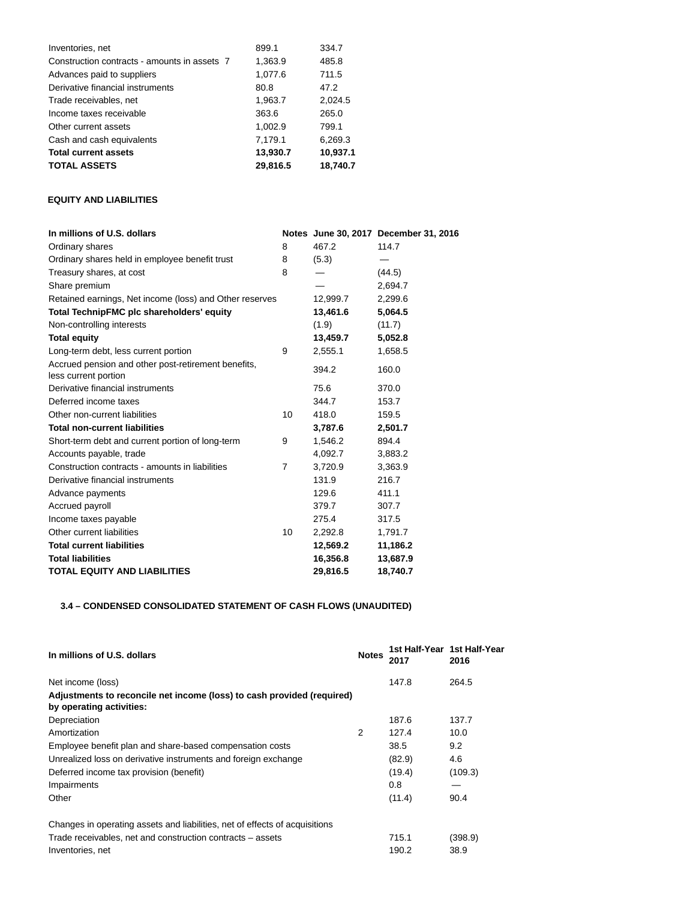| | | |
|---|---|---|
| Inventories, net | 899.1 | 334.7 |
| Construction contracts - amounts in assets 7 | 1,363.9 | 485.8 |
| Advances paid to suppliers | 1,077.6 | 711.5 |
| Derivative financial instruments | 80.8 | 47.2 |
| Trade receivables, net | 1,963.7 | 2,024.5 |
| Income taxes receivable | 363.6 | 265.0 |
| Other current assets | 1,002.9 | 799.1 |
| Cash and cash equivalents | 7,179.1 | 6,269.3 |
| **Total current assets** | **13,930.7** | **10,937.1** |
| **TOTAL ASSETS** | **29,816.5** | **18,740.7** |

**EQUITY AND LIABILITIES**

| In millions of U.S. dollars | Notes | June 30, 2017 | December 31, 2016 |
|---|---|---|---|
| Ordinary shares | 8 | 467.2 | 114.7 |
| Ordinary shares held in employee benefit trust | 8 | (5.3) | — |
| Treasury shares, at cost | 8 | — | (44.5) |
| Share premium | | — | 2,694.7 |
| Retained earnings, Net income (loss) and Other reserves | | 12,999.7 | 2,299.6 |
| **Total TechnipFMC plc shareholders' equity** | | **13,461.6** | **5,064.5** |
| Non-controlling interests | | (1.9) | (11.7) |
| **Total equity** | | **13,459.7** | **5,052.8** |
| Long-term debt, less current portion | 9 | 2,555.1 | 1,658.5 |
| Accrued pension and other post-retirement benefits, less current portion | | 394.2 | 160.0 |
| Derivative financial instruments | | 75.6 | 370.0 |
| Deferred income taxes | | 344.7 | 153.7 |
| Other non-current liabilities | 10 | 418.0 | 159.5 |
| **Total non-current liabilities** | | **3,787.6** | **2,501.7** |
| Short-term debt and current portion of long-term | 9 | 1,546.2 | 894.4 |
| Accounts payable, trade | | 4,092.7 | 3,883.2 |
| Construction contracts - amounts in liabilities | 7 | 3,720.9 | 3,363.9 |
| Derivative financial instruments | | 131.9 | 216.7 |
| Advance payments | | 129.6 | 411.1 |
| Accrued payroll | | 379.7 | 307.7 |
| Income taxes payable | | 275.4 | 317.5 |
| Other current liabilities | 10 | 2,292.8 | 1,791.7 |
| **Total current liabilities** | | **12,569.2** | **11,186.2** |
| **Total liabilities** | | **16,356.8** | **13,687.9** |
| **TOTAL EQUITY AND LIABILITIES** | | **29,816.5** | **18,740.7** |

### 3.4 – CONDENSED CONSOLIDATED STATEMENT OF CASH FLOWS (UNAUDITED)

| In millions of U.S. dollars | Notes | 1st Half-Year 2017 | 1st Half-Year 2016 |
|---|---|---|---|
| Net income (loss) | | 147.8 | 264.5 |
| **Adjustments to reconcile net income (loss) to cash provided (required) by operating activities:** | | | |
| Depreciation | | 187.6 | 137.7 |
| Amortization | 2 | 127.4 | 10.0 |
| Employee benefit plan and share-based compensation costs | | 38.5 | 9.2 |
| Unrealized loss on derivative instruments and foreign exchange | | (82.9) | 4.6 |
| Deferred income tax provision (benefit) | | (19.4) | (109.3) |
| Impairments | | 0.8 | — |
| Other | | (11.4) | 90.4 |
| Changes in operating assets and liabilities, net of effects of acquisitions | | | |
| Trade receivables, net and construction contracts – assets | | 715.1 | (398.9) |
| Inventories, net | | 190.2 | 38.9 |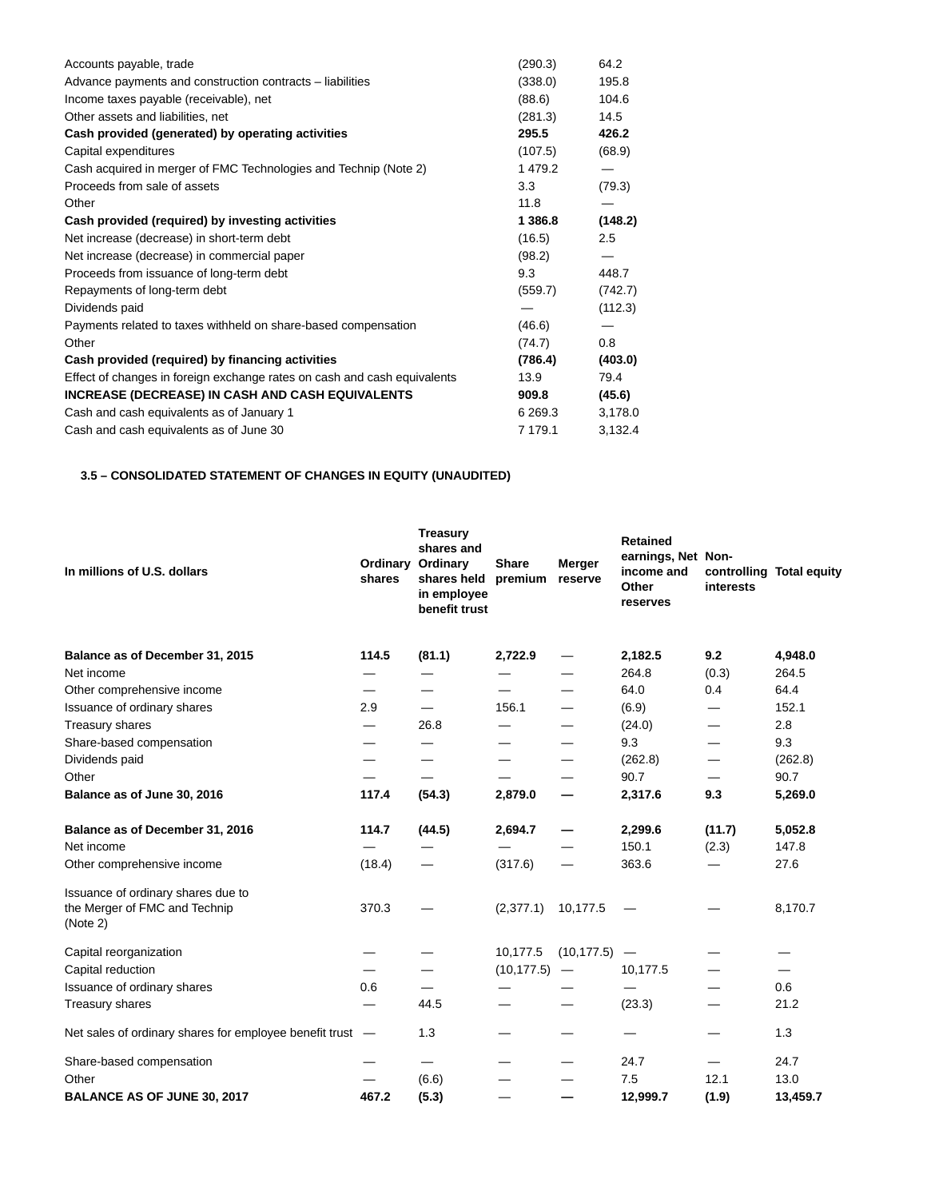| | | |
|---|---|---|
| Accounts payable, trade | (290.3) | 64.2 |
| Advance payments and construction contracts – liabilities | (338.0) | 195.8 |
| Income taxes payable (receivable), net | (88.6) | 104.6 |
| Other assets and liabilities, net | (281.3) | 14.5 |
| **Cash provided (generated) by operating activities** | **295.5** | **426.2** |
| Capital expenditures | (107.5) | (68.9) |
| Cash acquired in merger of FMC Technologies and Technip (Note 2) | 1 479.2 | — |
| Proceeds from sale of assets | 3.3 | (79.3) |
| Other | 11.8 | — |
| **Cash provided (required) by investing activities** | **1 386.8** | **(148.2)** |
| Net increase (decrease) in short-term debt | (16.5) | 2.5 |
| Net increase (decrease) in commercial paper | (98.2) | — |
| Proceeds from issuance of long-term debt | 9.3 | 448.7 |
| Repayments of long-term debt | (559.7) | (742.7) |
| Dividends paid | — | (112.3) |
| Payments related to taxes withheld on share-based compensation | (46.6) | — |
| Other | (74.7) | 0.8 |
| **Cash provided (required) by financing activities** | **(786.4)** | **(403.0)** |
| Effect of changes in foreign exchange rates on cash and cash equivalents | 13.9 | 79.4 |
| **INCREASE (DECREASE) IN CASH AND CASH EQUIVALENTS** | **909.8** | **(45.6)** |
| Cash and cash equivalents as of January 1 | 6 269.3 | 3,178.0 |
| Cash and cash equivalents as of June 30 | 7 179.1 | 3,132.4 |

### 3.5 – CONSOLIDATED STATEMENT OF CHANGES IN EQUITY (UNAUDITED)

| In millions of U.S. dollars | Ordinary shares | Treasury shares and Ordinary shares held in employee benefit trust | Share premium | Merger reserve | Retained earnings, Net income and Other reserves | Non-controlling interests | Total equity |
|---|---|---|---|---|---|---|---|
| **Balance as of December 31, 2015** | **114.5** | **(81.1)** | **2,722.9** | — | **2,182.5** | **9.2** | **4,948.0** |
| Net income | — | — | — | — | 264.8 | (0.3) | 264.5 |
| Other comprehensive income | — | — | — | — | 64.0 | 0.4 | 64.4 |
| Issuance of ordinary shares | 2.9 | — | 156.1 | — | (6.9) | — | 152.1 |
| Treasury shares | — | 26.8 | — | — | (24.0) | — | 2.8 |
| Share-based compensation | — | — | — | — | 9.3 | — | 9.3 |
| Dividends paid | — | — | — | — | (262.8) | — | (262.8) |
| Other | — | — | — | — | 90.7 | — | 90.7 |
| **Balance as of June 30, 2016** | **117.4** | **(54.3)** | **2,879.0** | **—** | **2,317.6** | **9.3** | **5,269.0** |
| **Balance as of December 31, 2016** | **114.7** | **(44.5)** | **2,694.7** | **—** | **2,299.6** | **(11.7)** | **5,052.8** |
| Net income | — | — | — | — | 150.1 | (2.3) | 147.8 |
| Other comprehensive income | (18.4) | — | (317.6) | — | 363.6 | — | 27.6 |
| Issuance of ordinary shares due to the Merger of FMC and Technip (Note 2) | 370.3 | — | (2,377.1) | 10,177.5 | — | — | 8,170.7 |
| Capital reorganization | — | — | 10,177.5 | (10,177.5) | — | — | — |
| Capital reduction | — | — | (10,177.5) | — | 10,177.5 | — | — |
| Issuance of ordinary shares | 0.6 | — | — | — | — | — | 0.6 |
| Treasury shares | — | 44.5 | — | — | (23.3) | — | 21.2 |
| Net sales of ordinary shares for employee benefit trust | — | 1.3 | — | — | — | — | 1.3 |
| Share-based compensation | — | — | — | — | 24.7 | — | 24.7 |
| Other | — | (6.6) | — | — | 7.5 | 12.1 | 13.0 |
| **BALANCE AS OF JUNE 30, 2017** | **467.2** | **(5.3)** | — | **—** | **12,999.7** | **(1.9)** | **13,459.7** |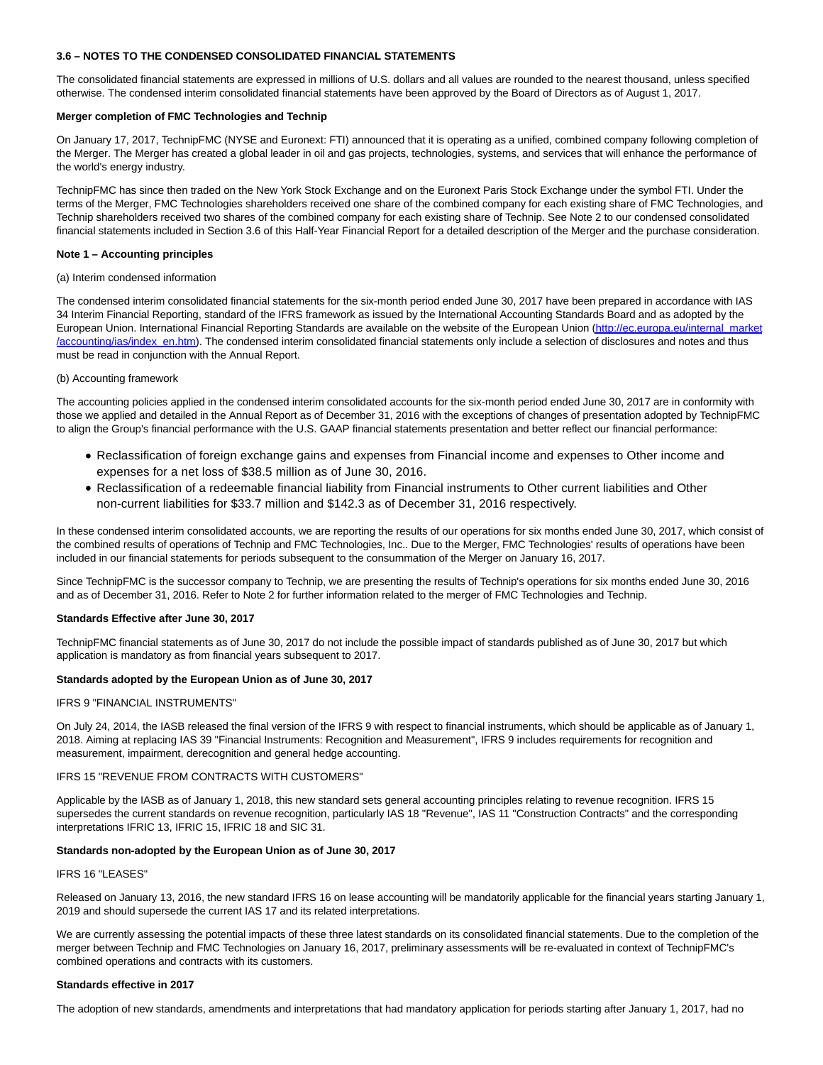**3.6 – NOTES TO THE CONDENSED CONSOLIDATED FINANCIAL STATEMENTS**

The consolidated financial statements are expressed in millions of U.S. dollars and all values are rounded to the nearest thousand, unless specified otherwise. The condensed interim consolidated financial statements have been approved by the Board of Directors as of August 1, 2017.

**Merger completion of FMC Technologies and Technip**

On January 17, 2017, TechnipFMC (NYSE and Euronext: FTI) announced that it is operating as a unified, combined company following completion of the Merger. The Merger has created a global leader in oil and gas projects, technologies, systems, and services that will enhance the performance of the world's energy industry.

TechnipFMC has since then traded on the New York Stock Exchange and on the Euronext Paris Stock Exchange under the symbol FTI. Under the terms of the Merger, FMC Technologies shareholders received one share of the combined company for each existing share of FMC Technologies, and Technip shareholders received two shares of the combined company for each existing share of Technip. See Note 2 to our condensed consolidated financial statements included in Section 3.6 of this Half-Year Financial Report for a detailed description of the Merger and the purchase consideration.

**Note 1 – Accounting principles**

(a) Interim condensed information

The condensed interim consolidated financial statements for the six-month period ended June 30, 2017 have been prepared in accordance with IAS 34 Interim Financial Reporting, standard of the IFRS framework as issued by the International Accounting Standards Board and as adopted by the European Union. International Financial Reporting Standards are available on the website of the European Union (http://ec.europa.eu/internal_market/accounting/ias/index_en.htm). The condensed interim consolidated financial statements only include a selection of disclosures and notes and thus must be read in conjunction with the Annual Report.

(b) Accounting framework

The accounting policies applied in the condensed interim consolidated accounts for the six-month period ended June 30, 2017 are in conformity with those we applied and detailed in the Annual Report as of December 31, 2016 with the exceptions of changes of presentation adopted by TechnipFMC to align the Group's financial performance with the U.S. GAAP financial statements presentation and better reflect our financial performance:

- Reclassification of foreign exchange gains and expenses from Financial income and expenses to Other income and expenses for a net loss of $38.5 million as of June 30, 2016.
- Reclassification of a redeemable financial liability from Financial instruments to Other current liabilities and Other non-current liabilities for $33.7 million and $142.3 as of December 31, 2016 respectively.

In these condensed interim consolidated accounts, we are reporting the results of our operations for six months ended June 30, 2017, which consist of the combined results of operations of Technip and FMC Technologies, Inc.. Due to the Merger, FMC Technologies' results of operations have been included in our financial statements for periods subsequent to the consummation of the Merger on January 16, 2017.

Since TechnipFMC is the successor company to Technip, we are presenting the results of Technip's operations for six months ended June 30, 2016 and as of December 31, 2016. Refer to Note 2 for further information related to the merger of FMC Technologies and Technip.

**Standards Effective after June 30, 2017**

TechnipFMC financial statements as of June 30, 2017 do not include the possible impact of standards published as of June 30, 2017 but which application is mandatory as from financial years subsequent to 2017.

**Standards adopted by the European Union as of June 30, 2017**

IFRS 9 "FINANCIAL INSTRUMENTS"

On July 24, 2014, the IASB released the final version of the IFRS 9 with respect to financial instruments, which should be applicable as of January 1, 2018. Aiming at replacing IAS 39 "Financial Instruments: Recognition and Measurement", IFRS 9 includes requirements for recognition and measurement, impairment, derecognition and general hedge accounting.

IFRS 15 "REVENUE FROM CONTRACTS WITH CUSTOMERS"

Applicable by the IASB as of January 1, 2018, this new standard sets general accounting principles relating to revenue recognition. IFRS 15 supersedes the current standards on revenue recognition, particularly IAS 18 "Revenue", IAS 11 "Construction Contracts" and the corresponding interpretations IFRIC 13, IFRIC 15, IFRIC 18 and SIC 31.

**Standards non-adopted by the European Union as of June 30, 2017**

IFRS 16 "LEASES"

Released on January 13, 2016, the new standard IFRS 16 on lease accounting will be mandatorily applicable for the financial years starting January 1, 2019 and should supersede the current IAS 17 and its related interpretations.

We are currently assessing the potential impacts of these three latest standards on its consolidated financial statements. Due to the completion of the merger between Technip and FMC Technologies on January 16, 2017, preliminary assessments will be re-evaluated in context of TechnipFMC's combined operations and contracts with its customers.

**Standards effective in 2017**

The adoption of new standards, amendments and interpretations that had mandatory application for periods starting after January 1, 2017, had no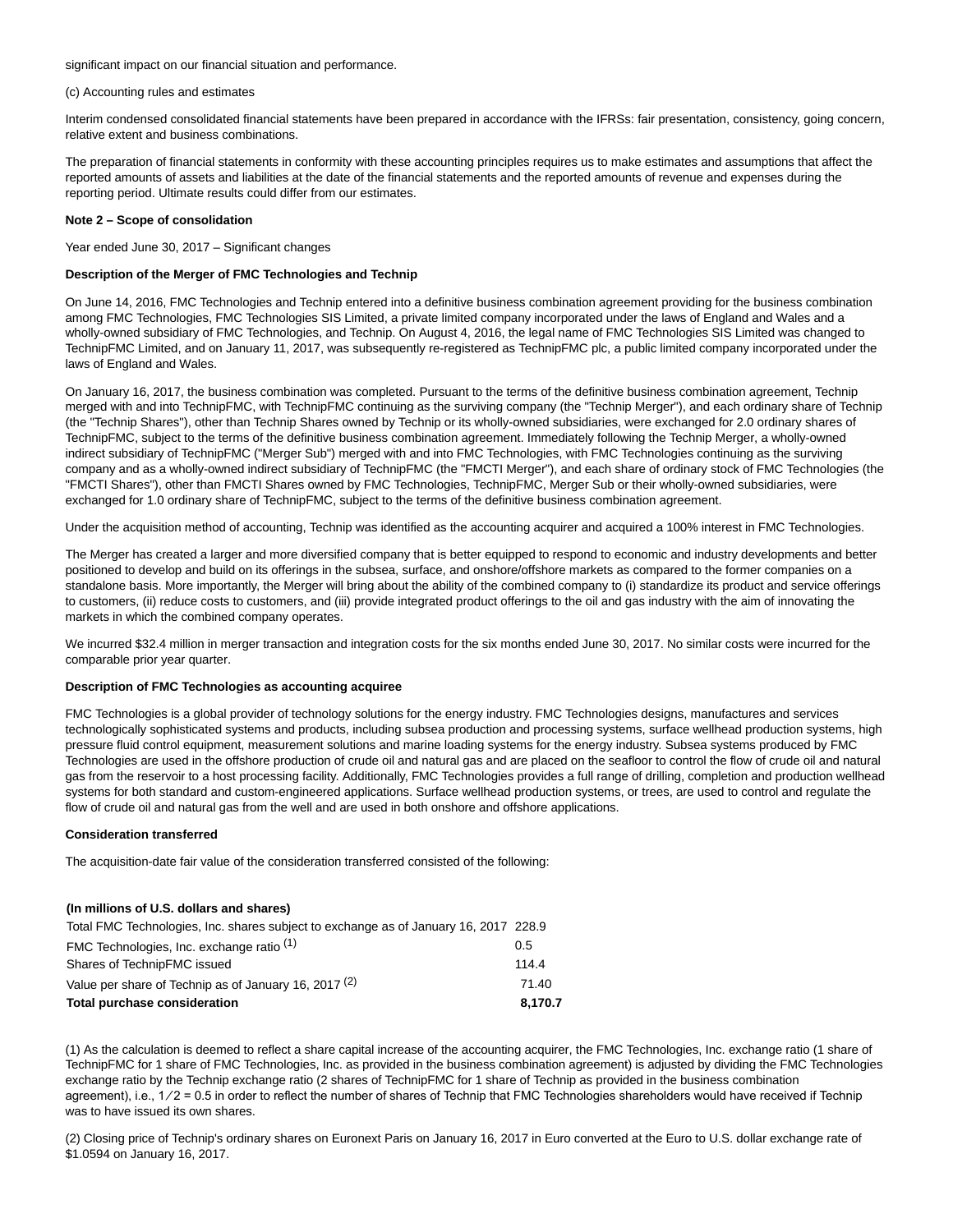significant impact on our financial situation and performance.

(c) Accounting rules and estimates

Interim condensed consolidated financial statements have been prepared in accordance with the IFRSs: fair presentation, consistency, going concern, relative extent and business combinations.

The preparation of financial statements in conformity with these accounting principles requires us to make estimates and assumptions that affect the reported amounts of assets and liabilities at the date of the financial statements and the reported amounts of revenue and expenses during the reporting period. Ultimate results could differ from our estimates.

**Note 2 – Scope of consolidation**

Year ended June 30, 2017 – Significant changes

**Description of the Merger of FMC Technologies and Technip**

On June 14, 2016, FMC Technologies and Technip entered into a definitive business combination agreement providing for the business combination among FMC Technologies, FMC Technologies SIS Limited, a private limited company incorporated under the laws of England and Wales and a wholly-owned subsidiary of FMC Technologies, and Technip. On August 4, 2016, the legal name of FMC Technologies SIS Limited was changed to TechnipFMC Limited, and on January 11, 2017, was subsequently re-registered as TechnipFMC plc, a public limited company incorporated under the laws of England and Wales.

On January 16, 2017, the business combination was completed. Pursuant to the terms of the definitive business combination agreement, Technip merged with and into TechnipFMC, with TechnipFMC continuing as the surviving company (the "Technip Merger"), and each ordinary share of Technip (the "Technip Shares"), other than Technip Shares owned by Technip or its wholly-owned subsidiaries, were exchanged for 2.0 ordinary shares of TechnipFMC, subject to the terms of the definitive business combination agreement. Immediately following the Technip Merger, a wholly-owned indirect subsidiary of TechnipFMC ("Merger Sub") merged with and into FMC Technologies, with FMC Technologies continuing as the surviving company and as a wholly-owned indirect subsidiary of TechnipFMC (the "FMCTI Merger"), and each share of ordinary stock of FMC Technologies (the "FMCTI Shares"), other than FMCTI Shares owned by FMC Technologies, TechnipFMC, Merger Sub or their wholly-owned subsidiaries, were exchanged for 1.0 ordinary share of TechnipFMC, subject to the terms of the definitive business combination agreement.

Under the acquisition method of accounting, Technip was identified as the accounting acquirer and acquired a 100% interest in FMC Technologies.

The Merger has created a larger and more diversified company that is better equipped to respond to economic and industry developments and better positioned to develop and build on its offerings in the subsea, surface, and onshore/offshore markets as compared to the former companies on a standalone basis. More importantly, the Merger will bring about the ability of the combined company to (i) standardize its product and service offerings to customers, (ii) reduce costs to customers, and (iii) provide integrated product offerings to the oil and gas industry with the aim of innovating the markets in which the combined company operates.

We incurred $32.4 million in merger transaction and integration costs for the six months ended June 30, 2017. No similar costs were incurred for the comparable prior year quarter.

**Description of FMC Technologies as accounting acquiree**

FMC Technologies is a global provider of technology solutions for the energy industry. FMC Technologies designs, manufactures and services technologically sophisticated systems and products, including subsea production and processing systems, surface wellhead production systems, high pressure fluid control equipment, measurement solutions and marine loading systems for the energy industry. Subsea systems produced by FMC Technologies are used in the offshore production of crude oil and natural gas and are placed on the seafloor to control the flow of crude oil and natural gas from the reservoir to a host processing facility. Additionally, FMC Technologies provides a full range of drilling, completion and production wellhead systems for both standard and custom-engineered applications. Surface wellhead production systems, or trees, are used to control and regulate the flow of crude oil and natural gas from the well and are used in both onshore and offshore applications.

**Consideration transferred**

The acquisition-date fair value of the consideration transferred consisted of the following:

| **(In millions of U.S. dollars and shares)** | |
|---|---|
| Total FMC Technologies, Inc. shares subject to exchange as of January 16, 2017 | 228.9 |
| FMC Technologies, Inc. exchange ratio [(1)] | 0.5 |
| Shares of TechnipFMC issued | 114.4 |
| Value per share of Technip as of January 16, 2017 [(2)] | 71.40 |
| **Total purchase consideration** | **8,170.7** |

(1) As the calculation is deemed to reflect a share capital increase of the accounting acquirer, the FMC Technologies, Inc. exchange ratio (1 share of TechnipFMC for 1 share of FMC Technologies, Inc. as provided in the business combination agreement) is adjusted by dividing the FMC Technologies exchange ratio by the Technip exchange ratio (2 shares of TechnipFMC for 1 share of Technip as provided in the business combination agreement), i.e., 1 ⁄ 2 = 0.5 in order to reflect the number of shares of Technip that FMC Technologies shareholders would have received if Technip was to have issued its own shares.

(2) Closing price of Technip's ordinary shares on Euronext Paris on January 16, 2017 in Euro converted at the Euro to U.S. dollar exchange rate of $1.0594 on January 16, 2017.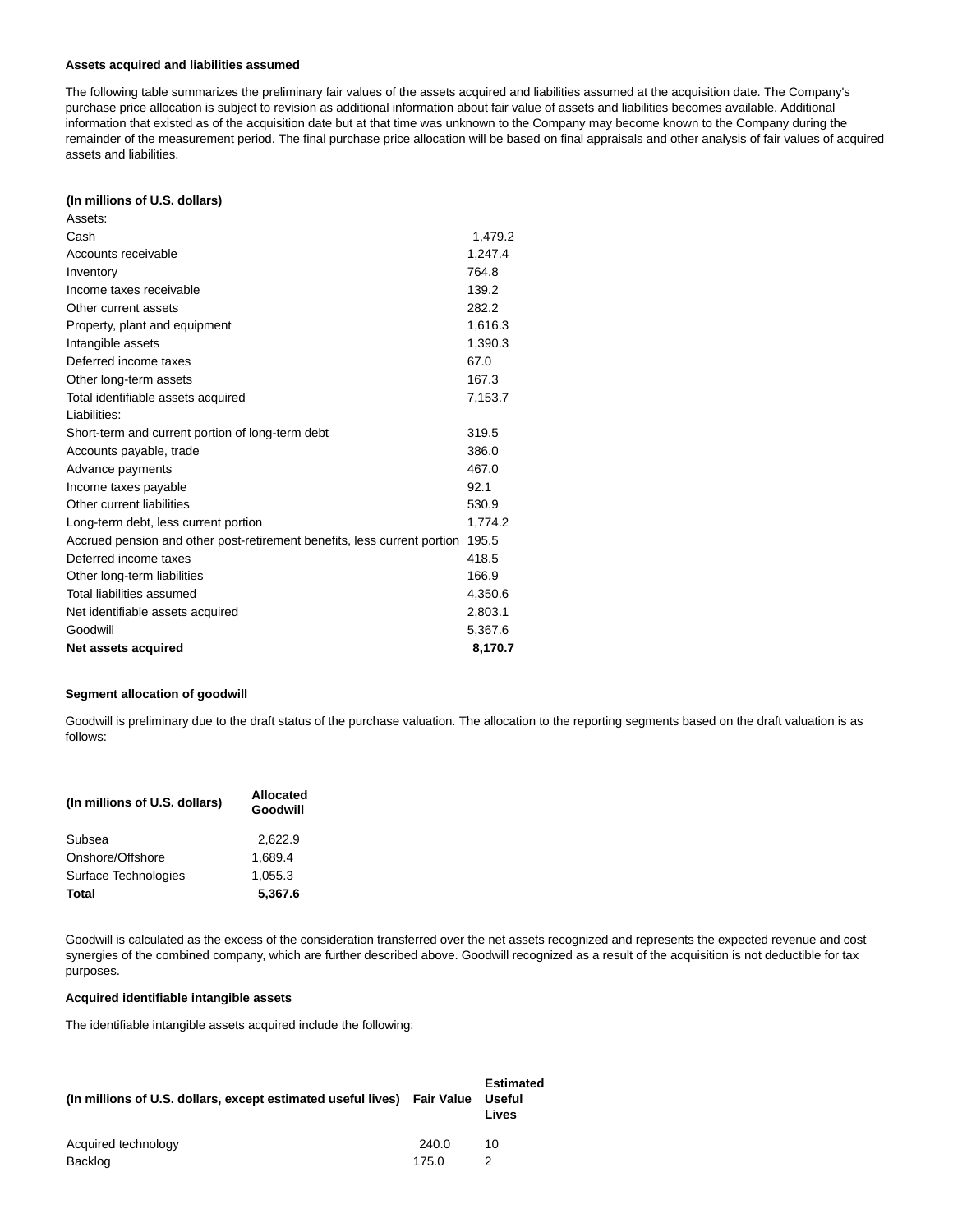### Assets acquired and liabilities assumed

The following table summarizes the preliminary fair values of the assets acquired and liabilities assumed at the acquisition date. The Company's purchase price allocation is subject to revision as additional information about fair value of assets and liabilities becomes available. Additional information that existed as of the acquisition date but at that time was unknown to the Company may become known to the Company during the remainder of the measurement period. The final purchase price allocation will be based on final appraisals and other analysis of fair values of acquired assets and liabilities.

| (In millions of U.S. dollars) | |
|---|---|
| Assets: | |
| Cash | 1,479.2 |
| Accounts receivable | 1,247.4 |
| Inventory | 764.8 |
| Income taxes receivable | 139.2 |
| Other current assets | 282.2 |
| Property, plant and equipment | 1,616.3 |
| Intangible assets | 1,390.3 |
| Deferred income taxes | 67.0 |
| Other long-term assets | 167.3 |
| Total identifiable assets acquired | 7,153.7 |
| Liabilities: | |
| Short-term and current portion of long-term debt | 319.5 |
| Accounts payable, trade | 386.0 |
| Advance payments | 467.0 |
| Income taxes payable | 92.1 |
| Other current liabilities | 530.9 |
| Long-term debt, less current portion | 1,774.2 |
| Accrued pension and other post-retirement benefits, less current portion | 195.5 |
| Deferred income taxes | 418.5 |
| Other long-term liabilities | 166.9 |
| Total liabilities assumed | 4,350.6 |
| Net identifiable assets acquired | 2,803.1 |
| Goodwill | 5,367.6 |
| **Net assets acquired** | **8,170.7** |

### Segment allocation of goodwill

Goodwill is preliminary due to the draft status of the purchase valuation. The allocation to the reporting segments based on the draft valuation is as follows:

| (In millions of U.S. dollars) | Allocated Goodwill |
|---|---|
| Subsea | 2,622.9 |
| Onshore/Offshore | 1,689.4 |
| Surface Technologies | 1,055.3 |
| **Total** | **5,367.6** |

Goodwill is calculated as the excess of the consideration transferred over the net assets recognized and represents the expected revenue and cost synergies of the combined company, which are further described above. Goodwill recognized as a result of the acquisition is not deductible for tax purposes.

### Acquired identifiable intangible assets

The identifiable intangible assets acquired include the following:

| (In millions of U.S. dollars, except estimated useful lives) | Fair Value | Estimated Useful Lives |
|---|---|---|
| Acquired technology | 240.0 | 10 |
| Backlog | 175.0 | 2 |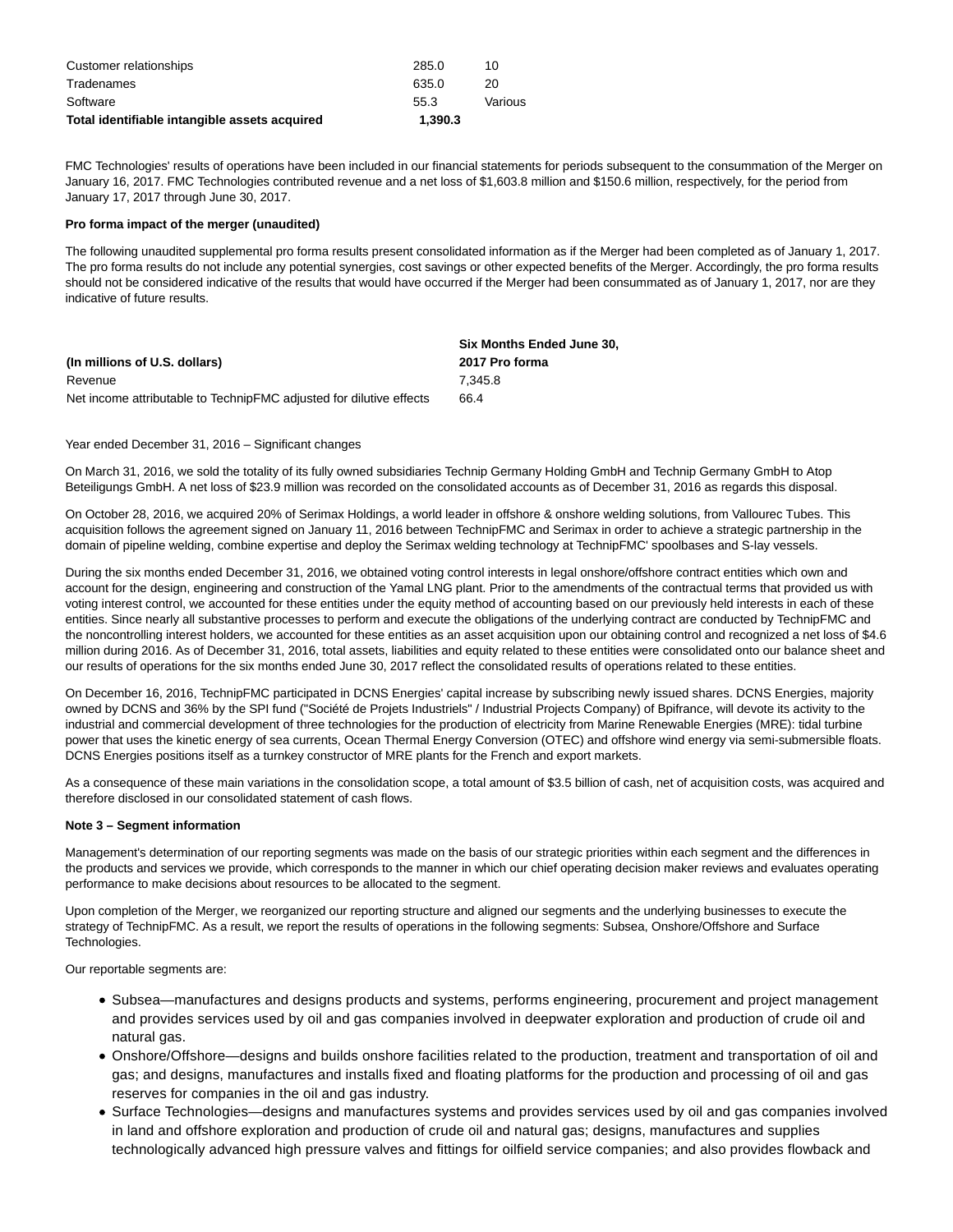| | | |
|---|---|---|
| Customer relationships | 285.0 | 10 |
| Tradenames | 635.0 | 20 |
| Software | 55.3 | Various |
| **Total identifiable intangible assets acquired** | **1,390.3** | |

FMC Technologies' results of operations have been included in our financial statements for periods subsequent to the consummation of the Merger on January 16, 2017. FMC Technologies contributed revenue and a net loss of $1,603.8 million and $150.6 million, respectively, for the period from January 17, 2017 through June 30, 2017.

**Pro forma impact of the merger (unaudited)**

The following unaudited supplemental pro forma results present consolidated information as if the Merger had been completed as of January 1, 2017. The pro forma results do not include any potential synergies, cost savings or other expected benefits of the Merger. Accordingly, the pro forma results should not be considered indicative of the results that would have occurred if the Merger had been consummated as of January 1, 2017, nor are they indicative of future results.

| **(In millions of U.S. dollars)** | **Six Months Ended June 30, 2017 Pro forma** |
|---|---|
| Revenue | 7,345.8 |
| Net income attributable to TechnipFMC adjusted for dilutive effects | 66.4 |

Year ended December 31, 2016 – Significant changes

On March 31, 2016, we sold the totality of its fully owned subsidiaries Technip Germany Holding GmbH and Technip Germany GmbH to Atop Beteiligungs GmbH. A net loss of $23.9 million was recorded on the consolidated accounts as of December 31, 2016 as regards this disposal.

On October 28, 2016, we acquired 20% of Serimax Holdings, a world leader in offshore & onshore welding solutions, from Vallourec Tubes. This acquisition follows the agreement signed on January 11, 2016 between TechnipFMC and Serimax in order to achieve a strategic partnership in the domain of pipeline welding, combine expertise and deploy the Serimax welding technology at TechnipFMC' spoolbases and S-lay vessels.

During the six months ended December 31, 2016, we obtained voting control interests in legal onshore/offshore contract entities which own and account for the design, engineering and construction of the Yamal LNG plant. Prior to the amendments of the contractual terms that provided us with voting interest control, we accounted for these entities under the equity method of accounting based on our previously held interests in each of these entities. Since nearly all substantive processes to perform and execute the obligations of the underlying contract are conducted by TechnipFMC and the noncontrolling interest holders, we accounted for these entities as an asset acquisition upon our obtaining control and recognized a net loss of $4.6 million during 2016. As of December 31, 2016, total assets, liabilities and equity related to these entities were consolidated onto our balance sheet and our results of operations for the six months ended June 30, 2017 reflect the consolidated results of operations related to these entities.

On December 16, 2016, TechnipFMC participated in DCNS Energies' capital increase by subscribing newly issued shares. DCNS Energies, majority owned by DCNS and 36% by the SPI fund ("Société de Projets Industriels" / Industrial Projects Company) of Bpifrance, will devote its activity to the industrial and commercial development of three technologies for the production of electricity from Marine Renewable Energies (MRE): tidal turbine power that uses the kinetic energy of sea currents, Ocean Thermal Energy Conversion (OTEC) and offshore wind energy via semi-submersible floats. DCNS Energies positions itself as a turnkey constructor of MRE plants for the French and export markets.

As a consequence of these main variations in the consolidation scope, a total amount of $3.5 billion of cash, net of acquisition costs, was acquired and therefore disclosed in our consolidated statement of cash flows.

**Note 3 – Segment information**

Management's determination of our reporting segments was made on the basis of our strategic priorities within each segment and the differences in the products and services we provide, which corresponds to the manner in which our chief operating decision maker reviews and evaluates operating performance to make decisions about resources to be allocated to the segment.

Upon completion of the Merger, we reorganized our reporting structure and aligned our segments and the underlying businesses to execute the strategy of TechnipFMC. As a result, we report the results of operations in the following segments: Subsea, Onshore/Offshore and Surface Technologies.

Our reportable segments are:

- Subsea—manufactures and designs products and systems, performs engineering, procurement and project management and provides services used by oil and gas companies involved in deepwater exploration and production of crude oil and natural gas.
- Onshore/Offshore—designs and builds onshore facilities related to the production, treatment and transportation of oil and gas; and designs, manufactures and installs fixed and floating platforms for the production and processing of oil and gas reserves for companies in the oil and gas industry.
- Surface Technologies—designs and manufactures systems and provides services used by oil and gas companies involved in land and offshore exploration and production of crude oil and natural gas; designs, manufactures and supplies technologically advanced high pressure valves and fittings for oilfield service companies; and also provides flowback and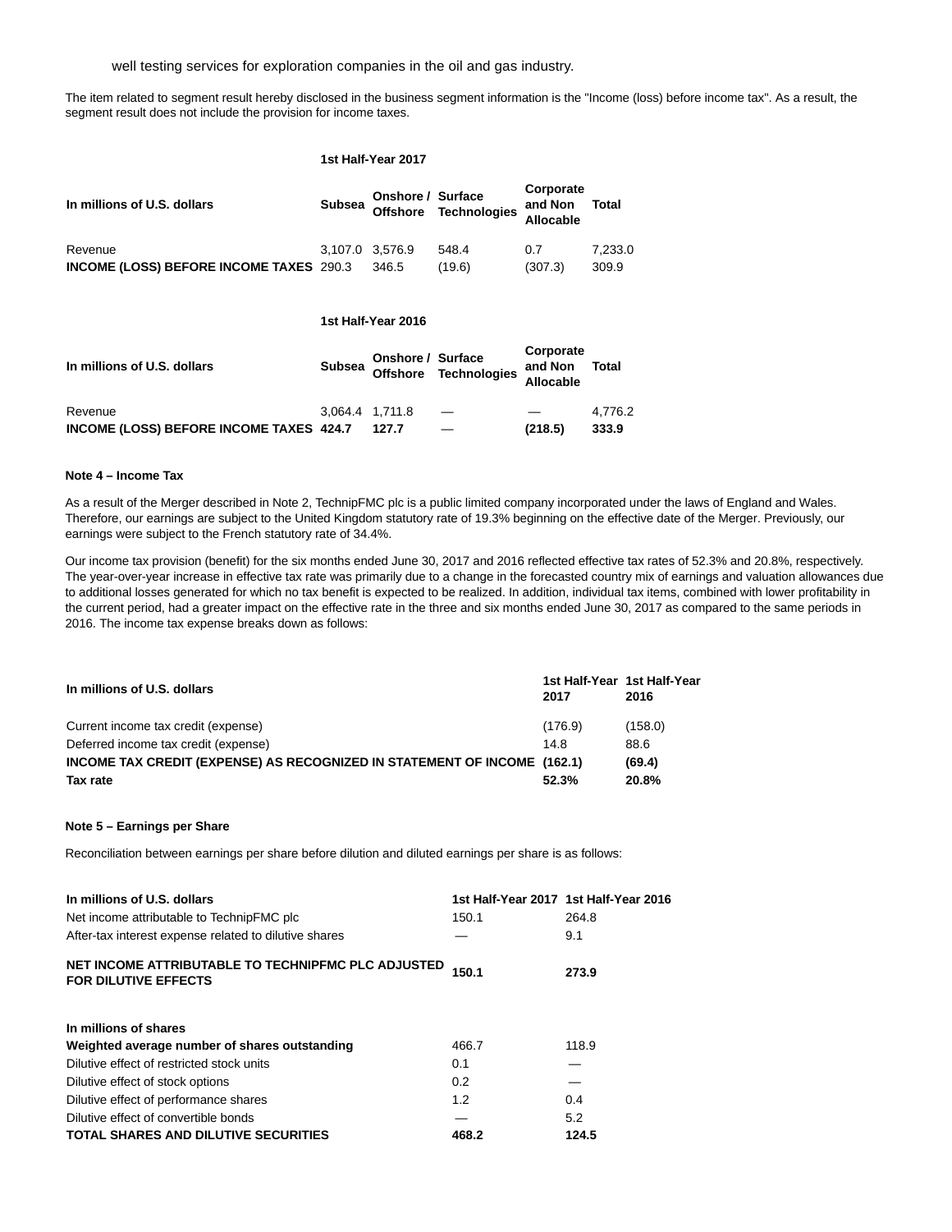well testing services for exploration companies in the oil and gas industry.

The item related to segment result hereby disclosed in the business segment information is the "Income (loss) before income tax". As a result, the segment result does not include the provision for income taxes.

| | 1st Half-Year 2017 | | | | |
|---|---|---|---|---|---|
| **In millions of U.S. dollars** | **Subsea** | **Onshore / Offshore** | **Surface Technologies** | **Corporate and Non Allocable** | **Total** |
| Revenue | 3,107.0 | 3,576.9 | 548.4 | 0.7 | 7,233.0 |
| **INCOME (LOSS) BEFORE INCOME TAXES** | 290.3 | 346.5 | (19.6) | (307.3) | 309.9 |

| | 1st Half-Year 2016 | | | | |
|---|---|---|---|---|---|
| **In millions of U.S. dollars** | **Subsea** | **Onshore / Offshore** | **Surface Technologies** | **Corporate and Non Allocable** | **Total** |
| Revenue | 3,064.4 | 1,711.8 | — | — | 4,776.2 |
| **INCOME (LOSS) BEFORE INCOME TAXES** | **424.7** | **127.7** | — | **(218.5)** | **333.9** |

**Note 4 – Income Tax**

As a result of the Merger described in Note 2, TechnipFMC plc is a public limited company incorporated under the laws of England and Wales. Therefore, our earnings are subject to the United Kingdom statutory rate of 19.3% beginning on the effective date of the Merger. Previously, our earnings were subject to the French statutory rate of 34.4%.

Our income tax provision (benefit) for the six months ended June 30, 2017 and 2016 reflected effective tax rates of 52.3% and 20.8%, respectively. The year-over-year increase in effective tax rate was primarily due to a change in the forecasted country mix of earnings and valuation allowances due to additional losses generated for which no tax benefit is expected to be realized. In addition, individual tax items, combined with lower profitability in the current period, had a greater impact on the effective rate in the three and six months ended June 30, 2017 as compared to the same periods in 2016. The income tax expense breaks down as follows:

| **In millions of U.S. dollars** | **1st Half-Year 2017** | **1st Half-Year 2016** |
|---|---|---|
| Current income tax credit (expense) | (176.9) | (158.0) |
| Deferred income tax credit (expense) | 14.8 | 88.6 |
| **INCOME TAX CREDIT (EXPENSE) AS RECOGNIZED IN STATEMENT OF INCOME** | **(162.1)** | **(69.4)** |
| **Tax rate** | **52.3%** | **20.8%** |

**Note 5 – Earnings per Share**

Reconciliation between earnings per share before dilution and diluted earnings per share is as follows:

| **In millions of U.S. dollars** | **1st Half-Year 2017** | **1st Half-Year 2016** |
|---|---|---|
| Net income attributable to TechnipFMC plc | 150.1 | 264.8 |
| After-tax interest expense related to dilutive shares | — | 9.1 |
| **NET INCOME ATTRIBUTABLE TO TECHNIPFMC PLC ADJUSTED FOR DILUTIVE EFFECTS** | **150.1** | **273.9** |
| | | |
| **In millions of shares** | | |
| **Weighted average number of shares outstanding** | 466.7 | 118.9 |
| Dilutive effect of restricted stock units | 0.1 | — |
| Dilutive effect of stock options | 0.2 | — |
| Dilutive effect of performance shares | 1.2 | 0.4 |
| Dilutive effect of convertible bonds | — | 5.2 |
| **TOTAL SHARES AND DILUTIVE SECURITIES** | **468.2** | **124.5** |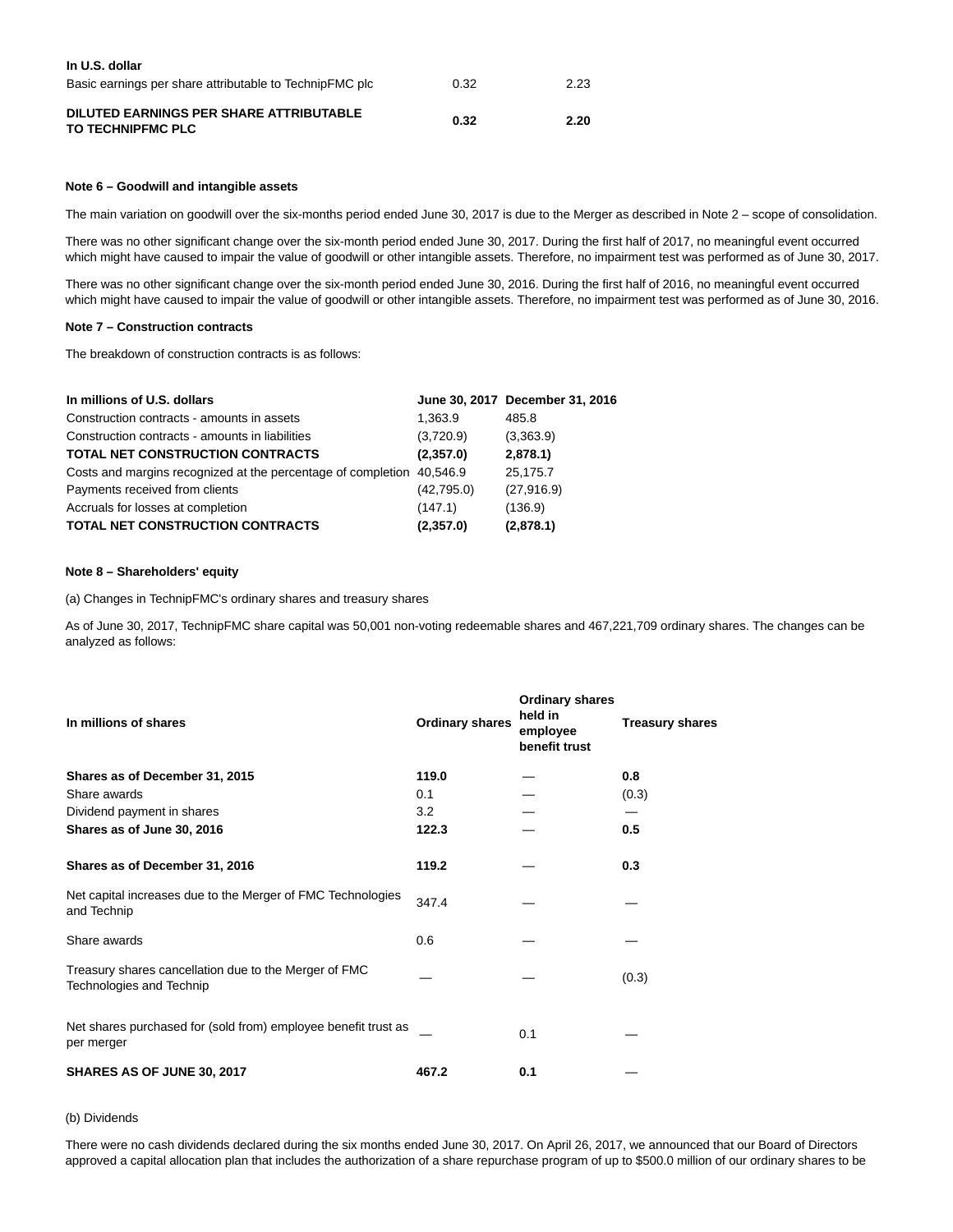| In U.S. dollar | | |
|---|---|---|
| Basic earnings per share attributable to TechnipFMC plc | 0.32 | 2.23 |
| **DILUTED EARNINGS PER SHARE ATTRIBUTABLE TO TECHNIPFMC PLC** | **0.32** | **2.20** |

**Note 6 – Goodwill and intangible assets**

The main variation on goodwill over the six-months period ended June 30, 2017 is due to the Merger as described in Note 2 – scope of consolidation.

There was no other significant change over the six-month period ended June 30, 2017. During the first half of 2017, no meaningful event occurred which might have caused to impair the value of goodwill or other intangible assets. Therefore, no impairment test was performed as of June 30, 2017.

There was no other significant change over the six-month period ended June 30, 2016. During the first half of 2016, no meaningful event occurred which might have caused to impair the value of goodwill or other intangible assets. Therefore, no impairment test was performed as of June 30, 2016.

**Note 7 – Construction contracts**

The breakdown of construction contracts is as follows:

| In millions of U.S. dollars | June 30, 2017 | December 31, 2016 |
|---|---|---|
| Construction contracts - amounts in assets | 1,363.9 | 485.8 |
| Construction contracts - amounts in liabilities | (3,720.9) | (3,363.9) |
| **TOTAL NET CONSTRUCTION CONTRACTS** | **(2,357.0)** | **2,878.1)** |
| Costs and margins recognized at the percentage of completion | 40,546.9 | 25,175.7 |
| Payments received from clients | (42,795.0) | (27,916.9) |
| Accruals for losses at completion | (147.1) | (136.9) |
| **TOTAL NET CONSTRUCTION CONTRACTS** | **(2,357.0)** | **(2,878.1)** |

**Note 8 – Shareholders' equity**

(a) Changes in TechnipFMC's ordinary shares and treasury shares

As of June 30, 2017, TechnipFMC share capital was 50,001 non-voting redeemable shares and 467,221,709 ordinary shares. The changes can be analyzed as follows:

| In millions of shares | Ordinary shares | Ordinary shares held in employee benefit trust | Treasury shares |
|---|---|---|---|
| **Shares as of December 31, 2015** | **119.0** | — | **0.8** |
| Share awards | 0.1 | — | (0.3) |
| Dividend payment in shares | 3.2 | — | — |
| **Shares as of June 30, 2016** | **122.3** | — | **0.5** |
| **Shares as of December 31, 2016** | **119.2** | — | **0.3** |
| Net capital increases due to the Merger of FMC Technologies and Technip | 347.4 | — | — |
| Share awards | 0.6 | — | — |
| Treasury shares cancellation due to the Merger of FMC Technologies and Technip | — | — | (0.3) |
| Net shares purchased for (sold from) employee benefit trust as per merger | — | 0.1 | — |
| **SHARES AS OF JUNE 30, 2017** | **467.2** | **0.1** | — |

(b) Dividends

There were no cash dividends declared during the six months ended June 30, 2017. On April 26, 2017, we announced that our Board of Directors approved a capital allocation plan that includes the authorization of a share repurchase program of up to $500.0 million of our ordinary shares to be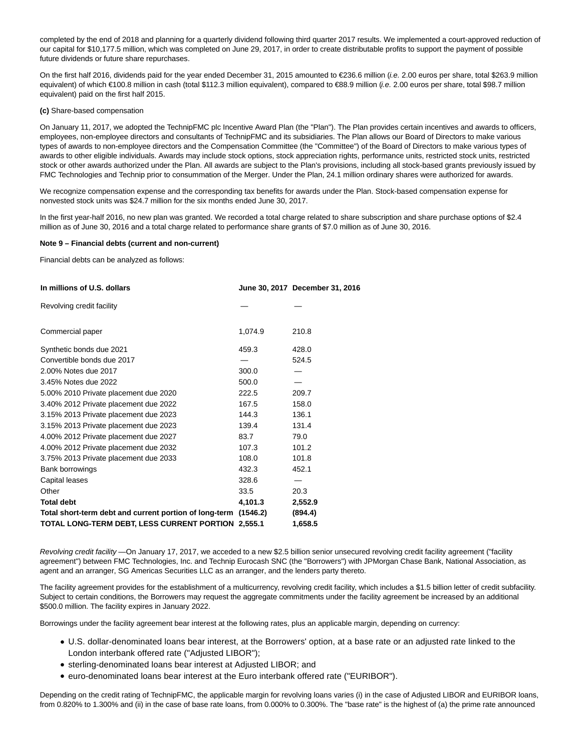completed by the end of 2018 and planning for a quarterly dividend following third quarter 2017 results. We implemented a court-approved reduction of our capital for $10,177.5 million, which was completed on June 29, 2017, in order to create distributable profits to support the payment of possible future dividends or future share repurchases.

On the first half 2016, dividends paid for the year ended December 31, 2015 amounted to €236.6 million (*i.e.* 2.00 euros per share, total $263.9 million equivalent) of which €100.8 million in cash (total $112.3 million equivalent), compared to €88.9 million (*i.e.* 2.00 euros per share, total $98.7 million equivalent) paid on the first half 2015.

**(c)** Share-based compensation

On January 11, 2017, we adopted the TechnipFMC plc Incentive Award Plan (the "Plan"). The Plan provides certain incentives and awards to officers, employees, non-employee directors and consultants of TechnipFMC and its subsidiaries. The Plan allows our Board of Directors to make various types of awards to non-employee directors and the Compensation Committee (the "Committee") of the Board of Directors to make various types of awards to other eligible individuals. Awards may include stock options, stock appreciation rights, performance units, restricted stock units, restricted stock or other awards authorized under the Plan. All awards are subject to the Plan's provisions, including all stock-based grants previously issued by FMC Technologies and Technip prior to consummation of the Merger. Under the Plan, 24.1 million ordinary shares were authorized for awards.

We recognize compensation expense and the corresponding tax benefits for awards under the Plan. Stock-based compensation expense for nonvested stock units was $24.7 million for the six months ended June 30, 2017.

In the first year-half 2016, no new plan was granted. We recorded a total charge related to share subscription and share purchase options of $2.4 million as of June 30, 2016 and a total charge related to performance share grants of $7.0 million as of June 30, 2016.

**Note 9 – Financial debts (current and non-current)**

Financial debts can be analyzed as follows:

| In millions of U.S. dollars | June 30, 2017 | December 31, 2016 |
|---|---|---|
| Revolving credit facility | — | — |
| Commercial paper | 1,074.9 | 210.8 |
| Synthetic bonds due 2021 | 459.3 | 428.0 |
| Convertible bonds due 2017 | — | 524.5 |
| 2.00% Notes due 2017 | 300.0 | — |
| 3.45% Notes due 2022 | 500.0 | — |
| 5.00% 2010 Private placement due 2020 | 222.5 | 209.7 |
| 3.40% 2012 Private placement due 2022 | 167.5 | 158.0 |
| 3.15% 2013 Private placement due 2023 | 144.3 | 136.1 |
| 3.15% 2013 Private placement due 2023 | 139.4 | 131.4 |
| 4.00% 2012 Private placement due 2027 | 83.7 | 79.0 |
| 4.00% 2012 Private placement due 2032 | 107.3 | 101.2 |
| 3.75% 2013 Private placement due 2033 | 108.0 | 101.8 |
| Bank borrowings | 432.3 | 452.1 |
| Capital leases | 328.6 | — |
| Other | 33.5 | 20.3 |
| **Total debt** | **4,101.3** | **2,552.9** |
| **Total short-term debt and current portion of long-term** | **(1546.2)** | **(894.4)** |
| **TOTAL LONG-TERM DEBT, LESS CURRENT PORTION** | **2,555.1** | **1,658.5** |

*Revolving credit facility* —On January 17, 2017, we acceded to a new $2.5 billion senior unsecured revolving credit facility agreement ("facility agreement") between FMC Technologies, Inc. and Technip Eurocash SNC (the "Borrowers") with JPMorgan Chase Bank, National Association, as agent and an arranger, SG Americas Securities LLC as an arranger, and the lenders party thereto.

The facility agreement provides for the establishment of a multicurrency, revolving credit facility, which includes a $1.5 billion letter of credit subfacility. Subject to certain conditions, the Borrowers may request the aggregate commitments under the facility agreement be increased by an additional $500.0 million. The facility expires in January 2022.

Borrowings under the facility agreement bear interest at the following rates, plus an applicable margin, depending on currency:

- U.S. dollar-denominated loans bear interest, at the Borrowers' option, at a base rate or an adjusted rate linked to the London interbank offered rate ("Adjusted LIBOR");
- sterling-denominated loans bear interest at Adjusted LIBOR; and
- euro-denominated loans bear interest at the Euro interbank offered rate ("EURIBOR").

Depending on the credit rating of TechnipFMC, the applicable margin for revolving loans varies (i) in the case of Adjusted LIBOR and EURIBOR loans, from 0.820% to 1.300% and (ii) in the case of base rate loans, from 0.000% to 0.300%. The "base rate" is the highest of (a) the prime rate announced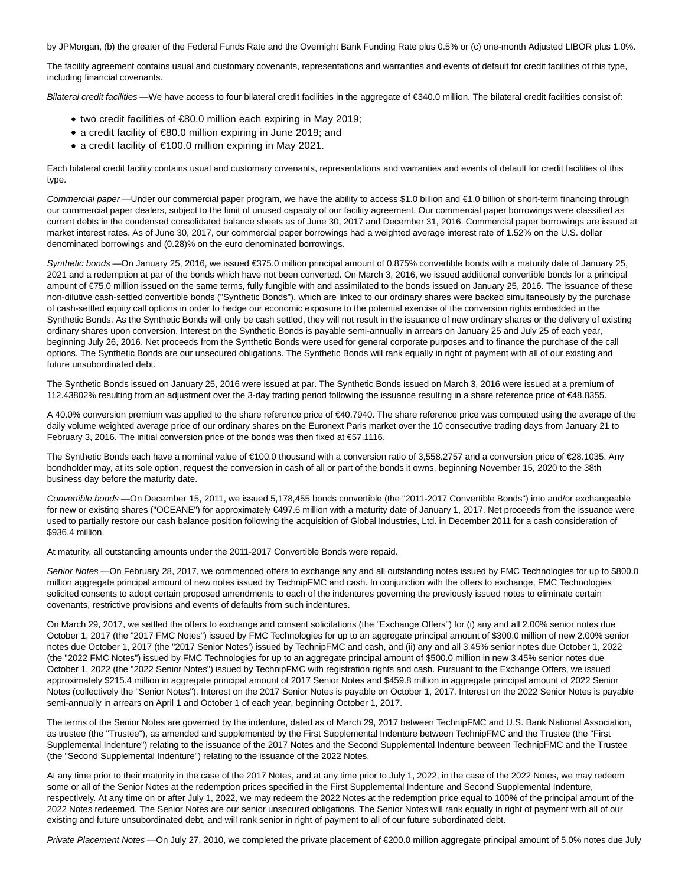by JPMorgan, (b) the greater of the Federal Funds Rate and the Overnight Bank Funding Rate plus 0.5% or (c) one-month Adjusted LIBOR plus 1.0%.

The facility agreement contains usual and customary covenants, representations and warranties and events of default for credit facilities of this type, including financial covenants.

*Bilateral credit facilities* —We have access to four bilateral credit facilities in the aggregate of €340.0 million. The bilateral credit facilities consist of:

- two credit facilities of €80.0 million each expiring in May 2019;
- a credit facility of €80.0 million expiring in June 2019; and
- a credit facility of €100.0 million expiring in May 2021.

Each bilateral credit facility contains usual and customary covenants, representations and warranties and events of default for credit facilities of this type.

*Commercial paper* —Under our commercial paper program, we have the ability to access $1.0 billion and €1.0 billion of short-term financing through our commercial paper dealers, subject to the limit of unused capacity of our facility agreement. Our commercial paper borrowings were classified as current debts in the condensed consolidated balance sheets as of June 30, 2017 and December 31, 2016. Commercial paper borrowings are issued at market interest rates. As of June 30, 2017, our commercial paper borrowings had a weighted average interest rate of 1.52% on the U.S. dollar denominated borrowings and (0.28)% on the euro denominated borrowings.

*Synthetic bonds* —On January 25, 2016, we issued €375.0 million principal amount of 0.875% convertible bonds with a maturity date of January 25, 2021 and a redemption at par of the bonds which have not been converted. On March 3, 2016, we issued additional convertible bonds for a principal amount of €75.0 million issued on the same terms, fully fungible with and assimilated to the bonds issued on January 25, 2016. The issuance of these non-dilutive cash-settled convertible bonds ("Synthetic Bonds"), which are linked to our ordinary shares were backed simultaneously by the purchase of cash-settled equity call options in order to hedge our economic exposure to the potential exercise of the conversion rights embedded in the Synthetic Bonds. As the Synthetic Bonds will only be cash settled, they will not result in the issuance of new ordinary shares or the delivery of existing ordinary shares upon conversion. Interest on the Synthetic Bonds is payable semi-annually in arrears on January 25 and July 25 of each year, beginning July 26, 2016. Net proceeds from the Synthetic Bonds were used for general corporate purposes and to finance the purchase of the call options. The Synthetic Bonds are our unsecured obligations. The Synthetic Bonds will rank equally in right of payment with all of our existing and future unsubordinated debt.

The Synthetic Bonds issued on January 25, 2016 were issued at par. The Synthetic Bonds issued on March 3, 2016 were issued at a premium of 112.43802% resulting from an adjustment over the 3-day trading period following the issuance resulting in a share reference price of €48.8355.

A 40.0% conversion premium was applied to the share reference price of €40.7940. The share reference price was computed using the average of the daily volume weighted average price of our ordinary shares on the Euronext Paris market over the 10 consecutive trading days from January 21 to February 3, 2016. The initial conversion price of the bonds was then fixed at €57.1116.

The Synthetic Bonds each have a nominal value of €100.0 thousand with a conversion ratio of 3,558.2757 and a conversion price of €28.1035. Any bondholder may, at its sole option, request the conversion in cash of all or part of the bonds it owns, beginning November 15, 2020 to the 38th business day before the maturity date.

*Convertible bonds* —On December 15, 2011, we issued 5,178,455 bonds convertible (the "2011-2017 Convertible Bonds") into and/or exchangeable for new or existing shares ("OCEANE") for approximately €497.6 million with a maturity date of January 1, 2017. Net proceeds from the issuance were used to partially restore our cash balance position following the acquisition of Global Industries, Ltd. in December 2011 for a cash consideration of $936.4 million.

At maturity, all outstanding amounts under the 2011-2017 Convertible Bonds were repaid.

*Senior Notes* —On February 28, 2017, we commenced offers to exchange any and all outstanding notes issued by FMC Technologies for up to $800.0 million aggregate principal amount of new notes issued by TechnipFMC and cash. In conjunction with the offers to exchange, FMC Technologies solicited consents to adopt certain proposed amendments to each of the indentures governing the previously issued notes to eliminate certain covenants, restrictive provisions and events of defaults from such indentures.

On March 29, 2017, we settled the offers to exchange and consent solicitations (the "Exchange Offers") for (i) any and all 2.00% senior notes due October 1, 2017 (the "2017 FMC Notes") issued by FMC Technologies for up to an aggregate principal amount of $300.0 million of new 2.00% senior notes due October 1, 2017 (the "2017 Senior Notes') issued by TechnipFMC and cash, and (ii) any and all 3.45% senior notes due October 1, 2022 (the "2022 FMC Notes") issued by FMC Technologies for up to an aggregate principal amount of $500.0 million in new 3.45% senior notes due October 1, 2022 (the "2022 Senior Notes") issued by TechnipFMC with registration rights and cash. Pursuant to the Exchange Offers, we issued approximately $215.4 million in aggregate principal amount of 2017 Senior Notes and $459.8 million in aggregate principal amount of 2022 Senior Notes (collectively the "Senior Notes"). Interest on the 2017 Senior Notes is payable on October 1, 2017. Interest on the 2022 Senior Notes is payable semi-annually in arrears on April 1 and October 1 of each year, beginning October 1, 2017.

The terms of the Senior Notes are governed by the indenture, dated as of March 29, 2017 between TechnipFMC and U.S. Bank National Association, as trustee (the "Trustee"), as amended and supplemented by the First Supplemental Indenture between TechnipFMC and the Trustee (the "First Supplemental Indenture") relating to the issuance of the 2017 Notes and the Second Supplemental Indenture between TechnipFMC and the Trustee (the "Second Supplemental Indenture") relating to the issuance of the 2022 Notes.

At any time prior to their maturity in the case of the 2017 Notes, and at any time prior to July 1, 2022, in the case of the 2022 Notes, we may redeem some or all of the Senior Notes at the redemption prices specified in the First Supplemental Indenture and Second Supplemental Indenture, respectively. At any time on or after July 1, 2022, we may redeem the 2022 Notes at the redemption price equal to 100% of the principal amount of the 2022 Notes redeemed. The Senior Notes are our senior unsecured obligations. The Senior Notes will rank equally in right of payment with all of our existing and future unsubordinated debt, and will rank senior in right of payment to all of our future subordinated debt.

*Private Placement Notes* —On July 27, 2010, we completed the private placement of €200.0 million aggregate principal amount of 5.0% notes due July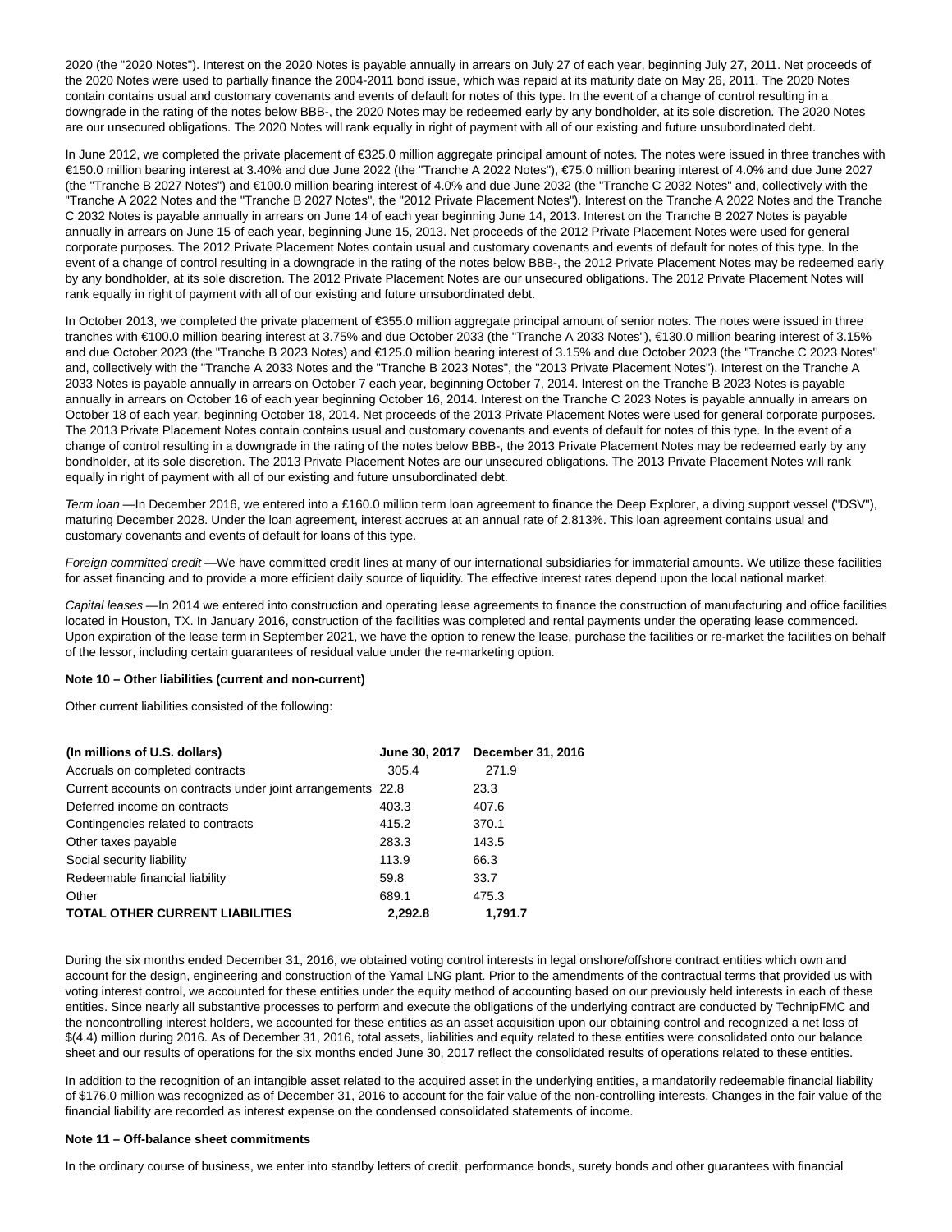2020 (the "2020 Notes"). Interest on the 2020 Notes is payable annually in arrears on July 27 of each year, beginning July 27, 2011. Net proceeds of the 2020 Notes were used to partially finance the 2004-2011 bond issue, which was repaid at its maturity date on May 26, 2011. The 2020 Notes contain contains usual and customary covenants and events of default for notes of this type. In the event of a change of control resulting in a downgrade in the rating of the notes below BBB-, the 2020 Notes may be redeemed early by any bondholder, at its sole discretion. The 2020 Notes are our unsecured obligations. The 2020 Notes will rank equally in right of payment with all of our existing and future unsubordinated debt.

In June 2012, we completed the private placement of €325.0 million aggregate principal amount of notes. The notes were issued in three tranches with €150.0 million bearing interest at 3.40% and due June 2022 (the "Tranche A 2022 Notes"), €75.0 million bearing interest of 4.0% and due June 2027 (the "Tranche B 2027 Notes") and €100.0 million bearing interest of 4.0% and due June 2032 (the "Tranche C 2032 Notes" and, collectively with the "Tranche A 2022 Notes and the "Tranche B 2027 Notes", the "2012 Private Placement Notes"). Interest on the Tranche A 2022 Notes and the Tranche C 2032 Notes is payable annually in arrears on June 14 of each year beginning June 14, 2013. Interest on the Tranche B 2027 Notes is payable annually in arrears on June 15 of each year, beginning June 15, 2013. Net proceeds of the 2012 Private Placement Notes were used for general corporate purposes. The 2012 Private Placement Notes contain usual and customary covenants and events of default for notes of this type. In the event of a change of control resulting in a downgrade in the rating of the notes below BBB-, the 2012 Private Placement Notes may be redeemed early by any bondholder, at its sole discretion. The 2012 Private Placement Notes are our unsecured obligations. The 2012 Private Placement Notes will rank equally in right of payment with all of our existing and future unsubordinated debt.

In October 2013, we completed the private placement of €355.0 million aggregate principal amount of senior notes. The notes were issued in three tranches with €100.0 million bearing interest at 3.75% and due October 2033 (the "Tranche A 2033 Notes"), €130.0 million bearing interest of 3.15% and due October 2023 (the "Tranche B 2023 Notes) and €125.0 million bearing interest of 3.15% and due October 2023 (the "Tranche C 2023 Notes" and, collectively with the "Tranche A 2033 Notes and the "Tranche B 2023 Notes", the "2013 Private Placement Notes"). Interest on the Tranche A 2033 Notes is payable annually in arrears on October 7 each year, beginning October 7, 2014. Interest on the Tranche B 2023 Notes is payable annually in arrears on October 16 of each year beginning October 16, 2014. Interest on the Tranche C 2023 Notes is payable annually in arrears on October 18 of each year, beginning October 18, 2014. Net proceeds of the 2013 Private Placement Notes were used for general corporate purposes. The 2013 Private Placement Notes contain contains usual and customary covenants and events of default for notes of this type. In the event of a change of control resulting in a downgrade in the rating of the notes below BBB-, the 2013 Private Placement Notes may be redeemed early by any bondholder, at its sole discretion. The 2013 Private Placement Notes are our unsecured obligations. The 2013 Private Placement Notes will rank equally in right of payment with all of our existing and future unsubordinated debt.

*Term loan* —In December 2016, we entered into a £160.0 million term loan agreement to finance the Deep Explorer, a diving support vessel ("DSV"), maturing December 2028. Under the loan agreement, interest accrues at an annual rate of 2.813%. This loan agreement contains usual and customary covenants and events of default for loans of this type.

*Foreign committed credit* —We have committed credit lines at many of our international subsidiaries for immaterial amounts. We utilize these facilities for asset financing and to provide a more efficient daily source of liquidity. The effective interest rates depend upon the local national market.

*Capital leases* —In 2014 we entered into construction and operating lease agreements to finance the construction of manufacturing and office facilities located in Houston, TX. In January 2016, construction of the facilities was completed and rental payments under the operating lease commenced. Upon expiration of the lease term in September 2021, we have the option to renew the lease, purchase the facilities or re-market the facilities on behalf of the lessor, including certain guarantees of residual value under the re-marketing option.

**Note 10 – Other liabilities (current and non-current)**

Other current liabilities consisted of the following:

| (In millions of U.S. dollars) | June 30, 2017 | December 31, 2016 |
|---|---|---|
| Accruals on completed contracts | 305.4 | 271.9 |
| Current accounts on contracts under joint arrangements | 22.8 | 23.3 |
| Deferred income on contracts | 403.3 | 407.6 |
| Contingencies related to contracts | 415.2 | 370.1 |
| Other taxes payable | 283.3 | 143.5 |
| Social security liability | 113.9 | 66.3 |
| Redeemable financial liability | 59.8 | 33.7 |
| Other | 689.1 | 475.3 |
| **TOTAL OTHER CURRENT LIABILITIES** | **2,292.8** | **1,791.7** |

During the six months ended December 31, 2016, we obtained voting control interests in legal onshore/offshore contract entities which own and account for the design, engineering and construction of the Yamal LNG plant. Prior to the amendments of the contractual terms that provided us with voting interest control, we accounted for these entities under the equity method of accounting based on our previously held interests in each of these entities. Since nearly all substantive processes to perform and execute the obligations of the underlying contract are conducted by TechnipFMC and the noncontrolling interest holders, we accounted for these entities as an asset acquisition upon our obtaining control and recognized a net loss of $(4.4) million during 2016. As of December 31, 2016, total assets, liabilities and equity related to these entities were consolidated onto our balance sheet and our results of operations for the six months ended June 30, 2017 reflect the consolidated results of operations related to these entities.

In addition to the recognition of an intangible asset related to the acquired asset in the underlying entities, a mandatorily redeemable financial liability of $176.0 million was recognized as of December 31, 2016 to account for the fair value of the non-controlling interests. Changes in the fair value of the financial liability are recorded as interest expense on the condensed consolidated statements of income.

**Note 11 – Off-balance sheet commitments**

In the ordinary course of business, we enter into standby letters of credit, performance bonds, surety bonds and other guarantees with financial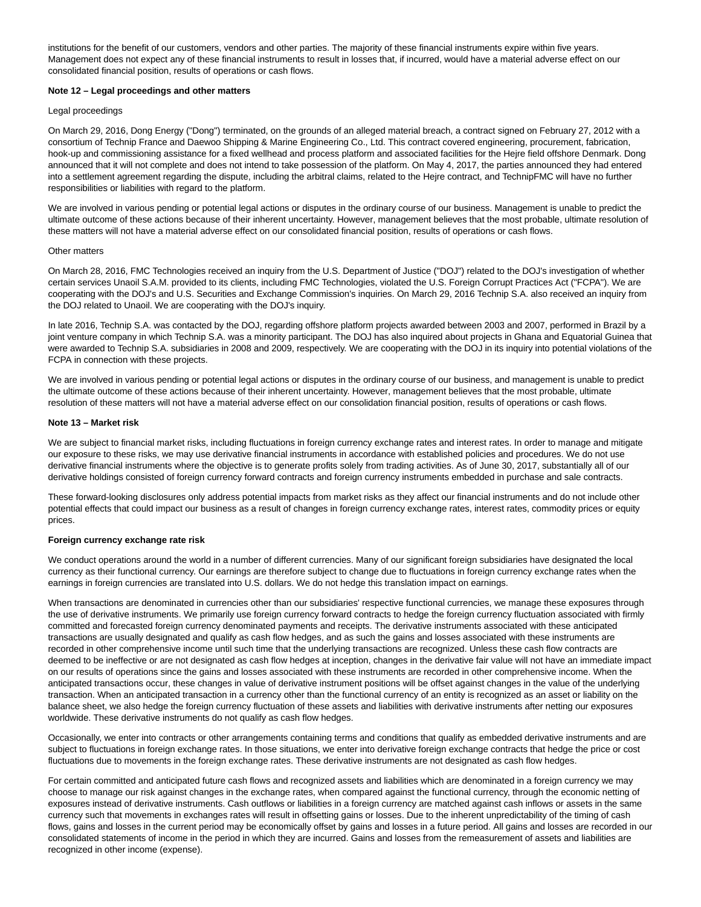institutions for the benefit of our customers, vendors and other parties. The majority of these financial instruments expire within five years. Management does not expect any of these financial instruments to result in losses that, if incurred, would have a material adverse effect on our consolidated financial position, results of operations or cash flows.

**Note 12 – Legal proceedings and other matters**

Legal proceedings

On March 29, 2016, Dong Energy ("Dong") terminated, on the grounds of an alleged material breach, a contract signed on February 27, 2012 with a consortium of Technip France and Daewoo Shipping & Marine Engineering Co., Ltd. This contract covered engineering, procurement, fabrication, hook-up and commissioning assistance for a fixed wellhead and process platform and associated facilities for the Hejre field offshore Denmark. Dong announced that it will not complete and does not intend to take possession of the platform. On May 4, 2017, the parties announced they had entered into a settlement agreement regarding the dispute, including the arbitral claims, related to the Hejre contract, and TechnipFMC will have no further responsibilities or liabilities with regard to the platform.

We are involved in various pending or potential legal actions or disputes in the ordinary course of our business. Management is unable to predict the ultimate outcome of these actions because of their inherent uncertainty. However, management believes that the most probable, ultimate resolution of these matters will not have a material adverse effect on our consolidated financial position, results of operations or cash flows.

Other matters

On March 28, 2016, FMC Technologies received an inquiry from the U.S. Department of Justice ("DOJ") related to the DOJ's investigation of whether certain services Unaoil S.A.M. provided to its clients, including FMC Technologies, violated the U.S. Foreign Corrupt Practices Act ("FCPA"). We are cooperating with the DOJ's and U.S. Securities and Exchange Commission's inquiries. On March 29, 2016 Technip S.A. also received an inquiry from the DOJ related to Unaoil. We are cooperating with the DOJ's inquiry.

In late 2016, Technip S.A. was contacted by the DOJ, regarding offshore platform projects awarded between 2003 and 2007, performed in Brazil by a joint venture company in which Technip S.A. was a minority participant. The DOJ has also inquired about projects in Ghana and Equatorial Guinea that were awarded to Technip S.A. subsidiaries in 2008 and 2009, respectively. We are cooperating with the DOJ in its inquiry into potential violations of the FCPA in connection with these projects.

We are involved in various pending or potential legal actions or disputes in the ordinary course of our business, and management is unable to predict the ultimate outcome of these actions because of their inherent uncertainty. However, management believes that the most probable, ultimate resolution of these matters will not have a material adverse effect on our consolidation financial position, results of operations or cash flows.

**Note 13 – Market risk**

We are subject to financial market risks, including fluctuations in foreign currency exchange rates and interest rates. In order to manage and mitigate our exposure to these risks, we may use derivative financial instruments in accordance with established policies and procedures. We do not use derivative financial instruments where the objective is to generate profits solely from trading activities. As of June 30, 2017, substantially all of our derivative holdings consisted of foreign currency forward contracts and foreign currency instruments embedded in purchase and sale contracts.

These forward-looking disclosures only address potential impacts from market risks as they affect our financial instruments and do not include other potential effects that could impact our business as a result of changes in foreign currency exchange rates, interest rates, commodity prices or equity prices.

**Foreign currency exchange rate risk**

We conduct operations around the world in a number of different currencies. Many of our significant foreign subsidiaries have designated the local currency as their functional currency. Our earnings are therefore subject to change due to fluctuations in foreign currency exchange rates when the earnings in foreign currencies are translated into U.S. dollars. We do not hedge this translation impact on earnings.

When transactions are denominated in currencies other than our subsidiaries' respective functional currencies, we manage these exposures through the use of derivative instruments. We primarily use foreign currency forward contracts to hedge the foreign currency fluctuation associated with firmly committed and forecasted foreign currency denominated payments and receipts. The derivative instruments associated with these anticipated transactions are usually designated and qualify as cash flow hedges, and as such the gains and losses associated with these instruments are recorded in other comprehensive income until such time that the underlying transactions are recognized. Unless these cash flow contracts are deemed to be ineffective or are not designated as cash flow hedges at inception, changes in the derivative fair value will not have an immediate impact on our results of operations since the gains and losses associated with these instruments are recorded in other comprehensive income. When the anticipated transactions occur, these changes in value of derivative instrument positions will be offset against changes in the value of the underlying transaction. When an anticipated transaction in a currency other than the functional currency of an entity is recognized as an asset or liability on the balance sheet, we also hedge the foreign currency fluctuation of these assets and liabilities with derivative instruments after netting our exposures worldwide. These derivative instruments do not qualify as cash flow hedges.

Occasionally, we enter into contracts or other arrangements containing terms and conditions that qualify as embedded derivative instruments and are subject to fluctuations in foreign exchange rates. In those situations, we enter into derivative foreign exchange contracts that hedge the price or cost fluctuations due to movements in the foreign exchange rates. These derivative instruments are not designated as cash flow hedges.

For certain committed and anticipated future cash flows and recognized assets and liabilities which are denominated in a foreign currency we may choose to manage our risk against changes in the exchange rates, when compared against the functional currency, through the economic netting of exposures instead of derivative instruments. Cash outflows or liabilities in a foreign currency are matched against cash inflows or assets in the same currency such that movements in exchanges rates will result in offsetting gains or losses. Due to the inherent unpredictability of the timing of cash flows, gains and losses in the current period may be economically offset by gains and losses in a future period. All gains and losses are recorded in our consolidated statements of income in the period in which they are incurred. Gains and losses from the remeasurement of assets and liabilities are recognized in other income (expense).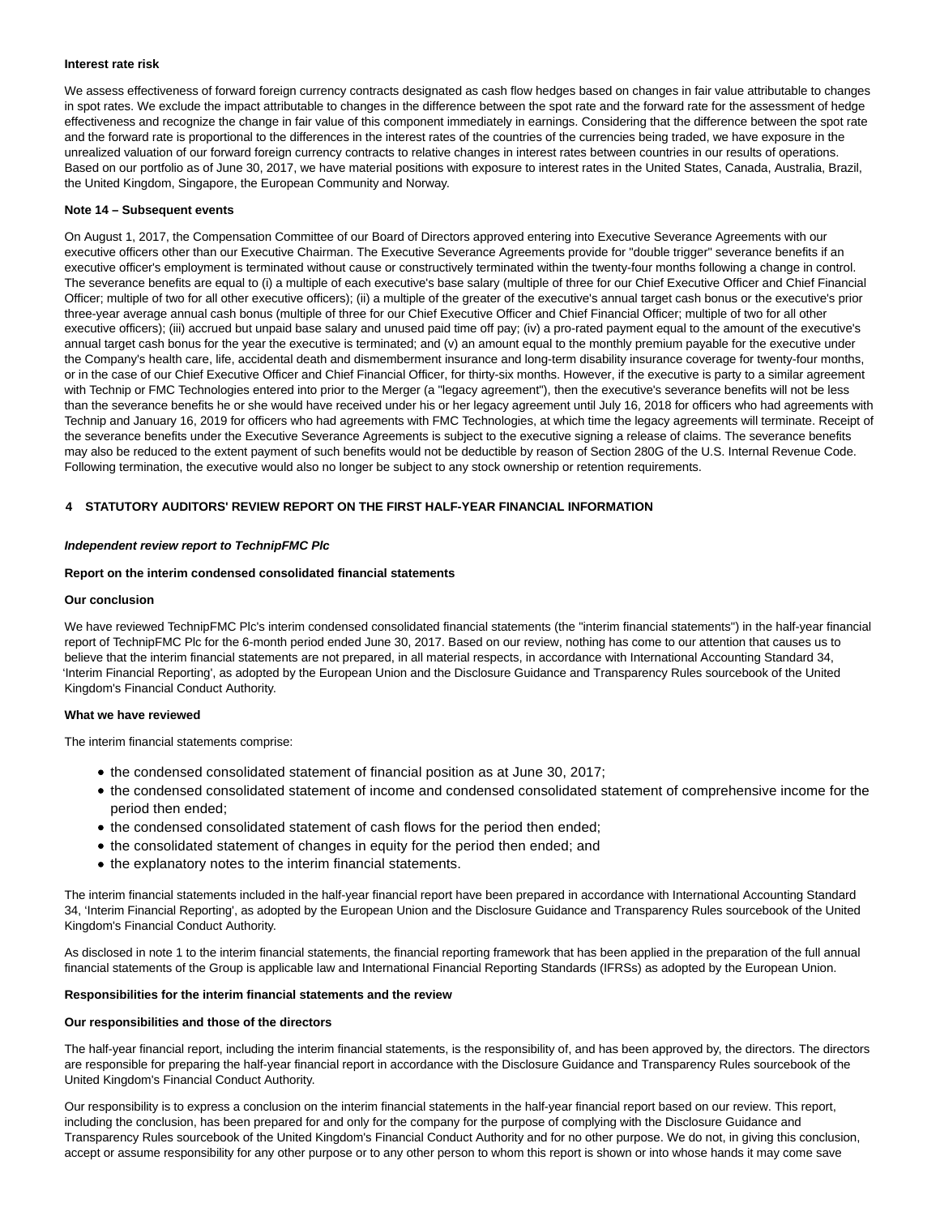**Interest rate risk**

We assess effectiveness of forward foreign currency contracts designated as cash flow hedges based on changes in fair value attributable to changes in spot rates. We exclude the impact attributable to changes in the difference between the spot rate and the forward rate for the assessment of hedge effectiveness and recognize the change in fair value of this component immediately in earnings. Considering that the difference between the spot rate and the forward rate is proportional to the differences in the interest rates of the countries of the currencies being traded, we have exposure in the unrealized valuation of our forward foreign currency contracts to relative changes in interest rates between countries in our results of operations. Based on our portfolio as of June 30, 2017, we have material positions with exposure to interest rates in the United States, Canada, Australia, Brazil, the United Kingdom, Singapore, the European Community and Norway.

**Note 14 – Subsequent events**

On August 1, 2017, the Compensation Committee of our Board of Directors approved entering into Executive Severance Agreements with our executive officers other than our Executive Chairman. The Executive Severance Agreements provide for "double trigger" severance benefits if an executive officer's employment is terminated without cause or constructively terminated within the twenty-four months following a change in control. The severance benefits are equal to (i) a multiple of each executive's base salary (multiple of three for our Chief Executive Officer and Chief Financial Officer; multiple of two for all other executive officers); (ii) a multiple of the greater of the executive's annual target cash bonus or the executive's prior three-year average annual cash bonus (multiple of three for our Chief Executive Officer and Chief Financial Officer; multiple of two for all other executive officers); (iii) accrued but unpaid base salary and unused paid time off pay; (iv) a pro-rated payment equal to the amount of the executive's annual target cash bonus for the year the executive is terminated; and (v) an amount equal to the monthly premium payable for the executive under the Company's health care, life, accidental death and dismemberment insurance and long-term disability insurance coverage for twenty-four months, or in the case of our Chief Executive Officer and Chief Financial Officer, for thirty-six months. However, if the executive is party to a similar agreement with Technip or FMC Technologies entered into prior to the Merger (a "legacy agreement"), then the executive's severance benefits will not be less than the severance benefits he or she would have received under his or her legacy agreement until July 16, 2018 for officers who had agreements with Technip and January 16, 2019 for officers who had agreements with FMC Technologies, at which time the legacy agreements will terminate. Receipt of the severance benefits under the Executive Severance Agreements is subject to the executive signing a release of claims. The severance benefits may also be reduced to the extent payment of such benefits would not be deductible by reason of Section 280G of the U.S. Internal Revenue Code. Following termination, the executive would also no longer be subject to any stock ownership or retention requirements.

## 4 STATUTORY AUDITORS' REVIEW REPORT ON THE FIRST HALF-YEAR FINANCIAL INFORMATION

***Independent review report to TechnipFMC Plc***

**Report on the interim condensed consolidated financial statements**

**Our conclusion**

We have reviewed TechnipFMC Plc's interim condensed consolidated financial statements (the "interim financial statements") in the half-year financial report of TechnipFMC Plc for the 6-month period ended June 30, 2017. Based on our review, nothing has come to our attention that causes us to believe that the interim financial statements are not prepared, in all material respects, in accordance with International Accounting Standard 34, 'Interim Financial Reporting', as adopted by the European Union and the Disclosure Guidance and Transparency Rules sourcebook of the United Kingdom's Financial Conduct Authority.

**What we have reviewed**

The interim financial statements comprise:

- the condensed consolidated statement of financial position as at June 30, 2017;
- the condensed consolidated statement of income and condensed consolidated statement of comprehensive income for the period then ended;
- the condensed consolidated statement of cash flows for the period then ended;
- the consolidated statement of changes in equity for the period then ended; and
- the explanatory notes to the interim financial statements.

The interim financial statements included in the half-year financial report have been prepared in accordance with International Accounting Standard 34, 'Interim Financial Reporting', as adopted by the European Union and the Disclosure Guidance and Transparency Rules sourcebook of the United Kingdom's Financial Conduct Authority.

As disclosed in note 1 to the interim financial statements, the financial reporting framework that has been applied in the preparation of the full annual financial statements of the Group is applicable law and International Financial Reporting Standards (IFRSs) as adopted by the European Union.

**Responsibilities for the interim financial statements and the review**

**Our responsibilities and those of the directors**

The half-year financial report, including the interim financial statements, is the responsibility of, and has been approved by, the directors. The directors are responsible for preparing the half-year financial report in accordance with the Disclosure Guidance and Transparency Rules sourcebook of the United Kingdom's Financial Conduct Authority.

Our responsibility is to express a conclusion on the interim financial statements in the half-year financial report based on our review. This report, including the conclusion, has been prepared for and only for the company for the purpose of complying with the Disclosure Guidance and Transparency Rules sourcebook of the United Kingdom's Financial Conduct Authority and for no other purpose. We do not, in giving this conclusion, accept or assume responsibility for any other purpose or to any other person to whom this report is shown or into whose hands it may come save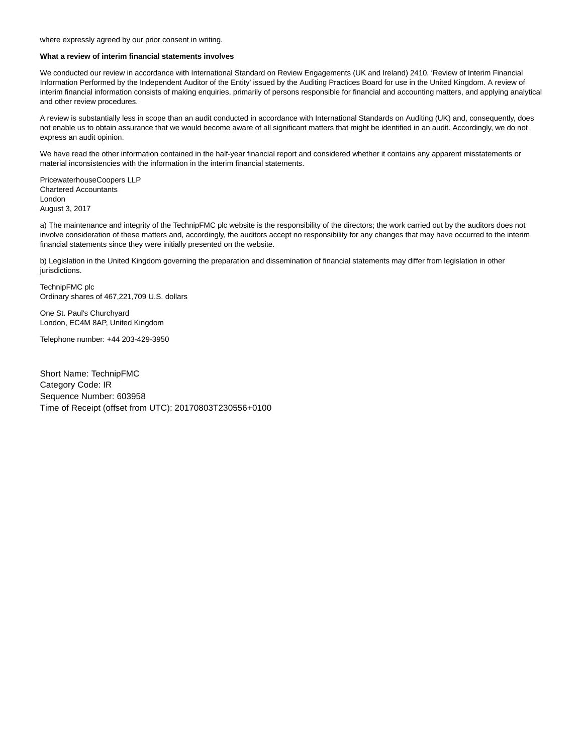where expressly agreed by our prior consent in writing.

**What a review of interim financial statements involves**

We conducted our review in accordance with International Standard on Review Engagements (UK and Ireland) 2410, 'Review of Interim Financial Information Performed by the Independent Auditor of the Entity' issued by the Auditing Practices Board for use in the United Kingdom. A review of interim financial information consists of making enquiries, primarily of persons responsible for financial and accounting matters, and applying analytical and other review procedures.

A review is substantially less in scope than an audit conducted in accordance with International Standards on Auditing (UK) and, consequently, does not enable us to obtain assurance that we would become aware of all significant matters that might be identified in an audit. Accordingly, we do not express an audit opinion.

We have read the other information contained in the half-year financial report and considered whether it contains any apparent misstatements or material inconsistencies with the information in the interim financial statements.

PricewaterhouseCoopers LLP
Chartered Accountants
London
August 3, 2017

a) The maintenance and integrity of the TechnipFMC plc website is the responsibility of the directors; the work carried out by the auditors does not involve consideration of these matters and, accordingly, the auditors accept no responsibility for any changes that may have occurred to the interim financial statements since they were initially presented on the website.

b) Legislation in the United Kingdom governing the preparation and dissemination of financial statements may differ from legislation in other jurisdictions.

TechnipFMC plc
Ordinary shares of 467,221,709 U.S. dollars

One St. Paul's Churchyard
London, EC4M 8AP, United Kingdom

Telephone number: +44 203-429-3950

Short Name: TechnipFMC
Category Code: IR
Sequence Number: 603958
Time of Receipt (offset from UTC): 20170803T230556+0100